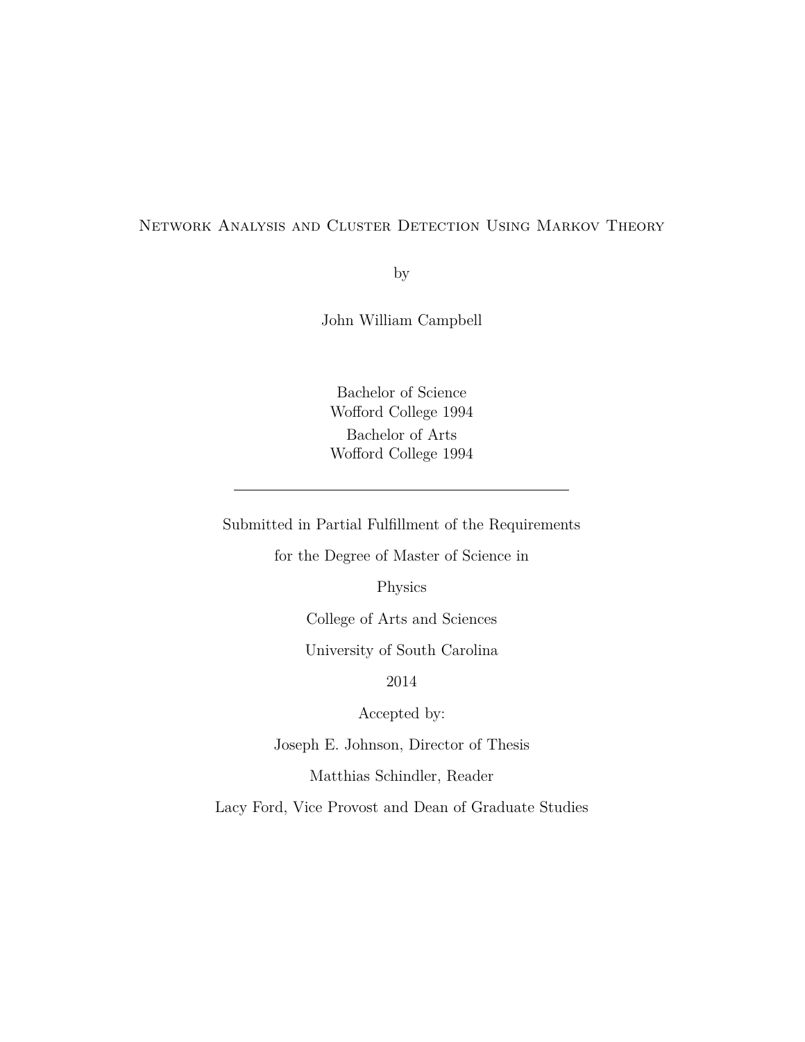# Network Analysis and Cluster Detection Using Markov Theory

by

John William Campbell

Bachelor of Science
Wofford College 1994

Bachelor of Arts
Wofford College 1994

---

Submitted in Partial Fulfillment of the Requirements

for the Degree of Master of Science in

Physics

College of Arts and Sciences

University of South Carolina

2014

Accepted by:

Joseph E. Johnson, Director of Thesis

Matthias Schindler, Reader

Lacy Ford, Vice Provost and Dean of Graduate Studies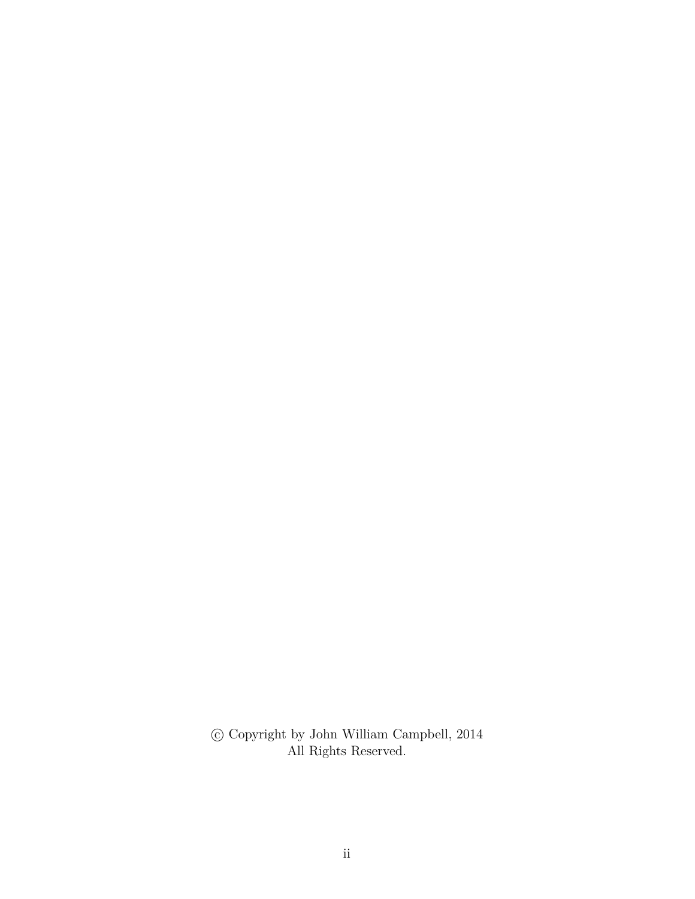© Copyright by John William Campbell, 2014
All Rights Reserved.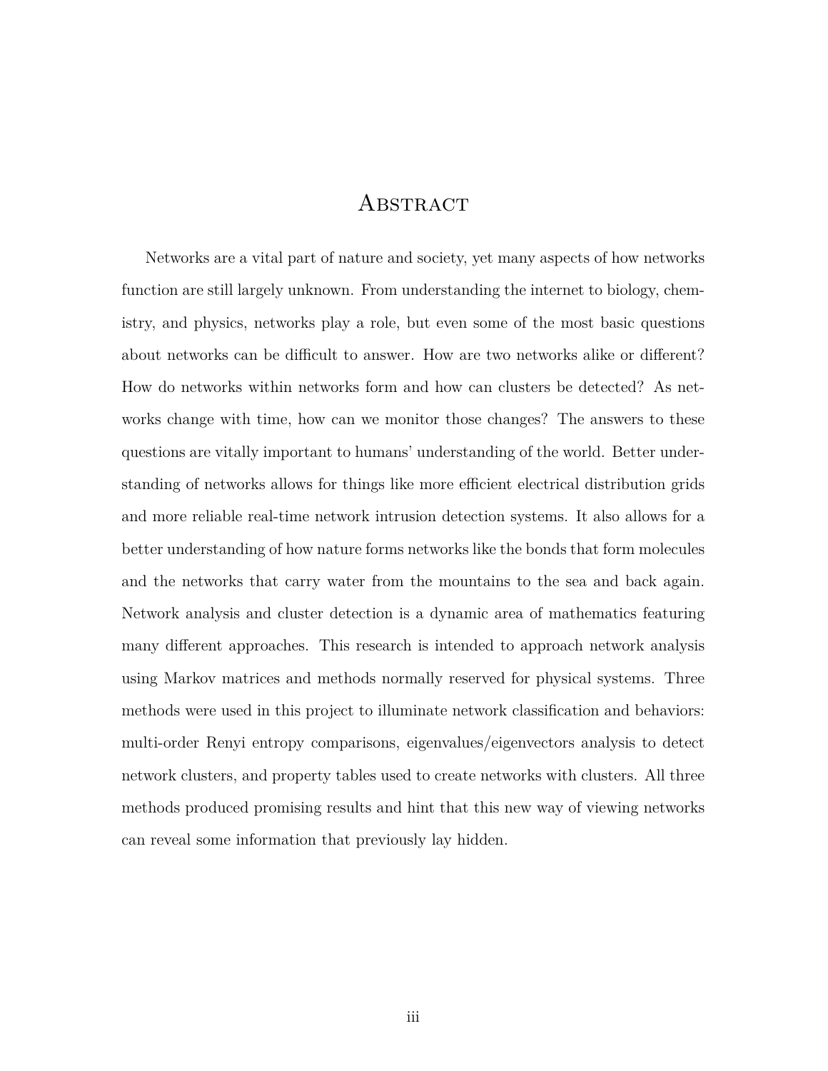# Abstract

Networks are a vital part of nature and society, yet many aspects of how networks function are still largely unknown. From understanding the internet to biology, chemistry, and physics, networks play a role, but even some of the most basic questions about networks can be difficult to answer. How are two networks alike or different? How do networks within networks form and how can clusters be detected? As networks change with time, how can we monitor those changes? The answers to these questions are vitally important to humans' understanding of the world. Better understanding of networks allows for things like more efficient electrical distribution grids and more reliable real-time network intrusion detection systems. It also allows for a better understanding of how nature forms networks like the bonds that form molecules and the networks that carry water from the mountains to the sea and back again. Network analysis and cluster detection is a dynamic area of mathematics featuring many different approaches. This research is intended to approach network analysis using Markov matrices and methods normally reserved for physical systems. Three methods were used in this project to illuminate network classification and behaviors: multi-order Renyi entropy comparisons, eigenvalues/eigenvectors analysis to detect network clusters, and property tables used to create networks with clusters. All three methods produced promising results and hint that this new way of viewing networks can reveal some information that previously lay hidden.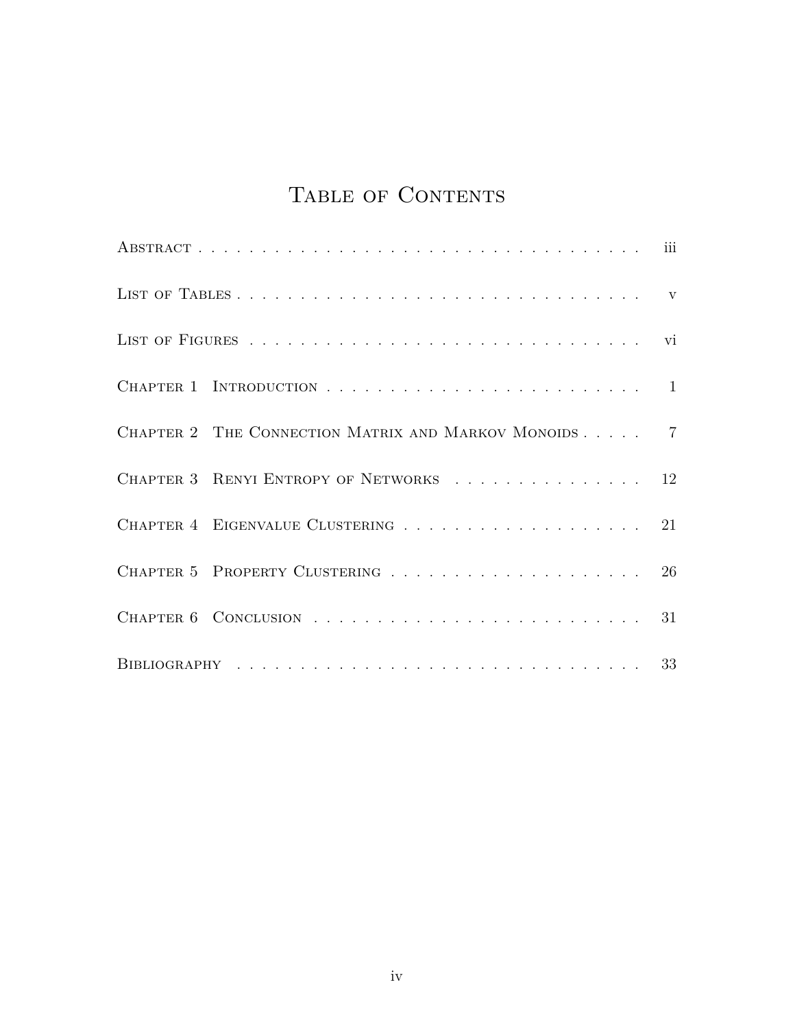# Table of Contents

| | |
|---|---|
| Abstract | iii |
| List of Tables | v |
| List of Figures | vi |
| Chapter 1 Introduction | 1 |
| Chapter 2 The Connection Matrix and Markov Monoids | 7 |
| Chapter 3 Renyi Entropy of Networks | 12 |
| Chapter 4 Eigenvalue Clustering | 21 |
| Chapter 5 Property Clustering | 26 |
| Chapter 6 Conclusion | 31 |
| Bibliography | 33 |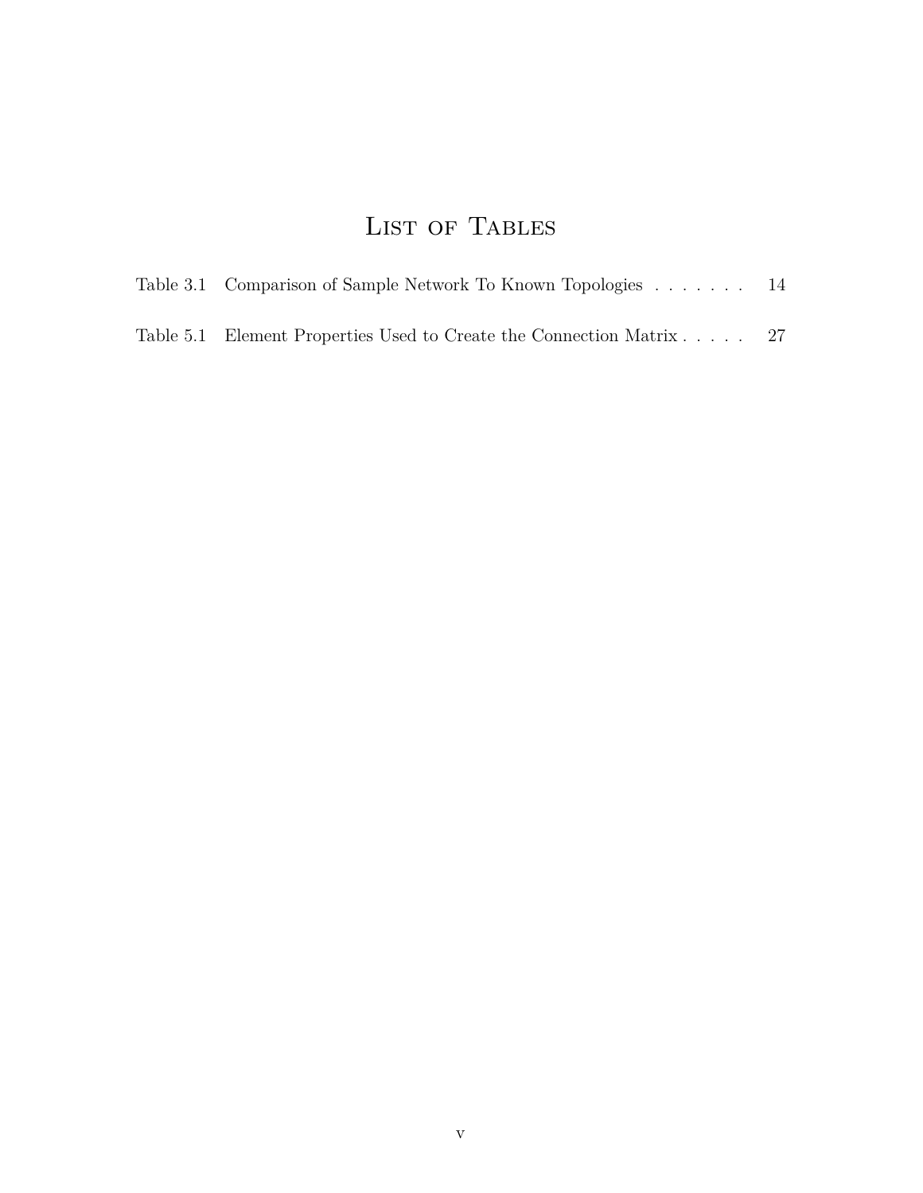# List of Tables

Table 3.1 Comparison of Sample Network To Known Topologies . . . . . . . 14

Table 5.1 Element Properties Used to Create the Connection Matrix . . . . . 27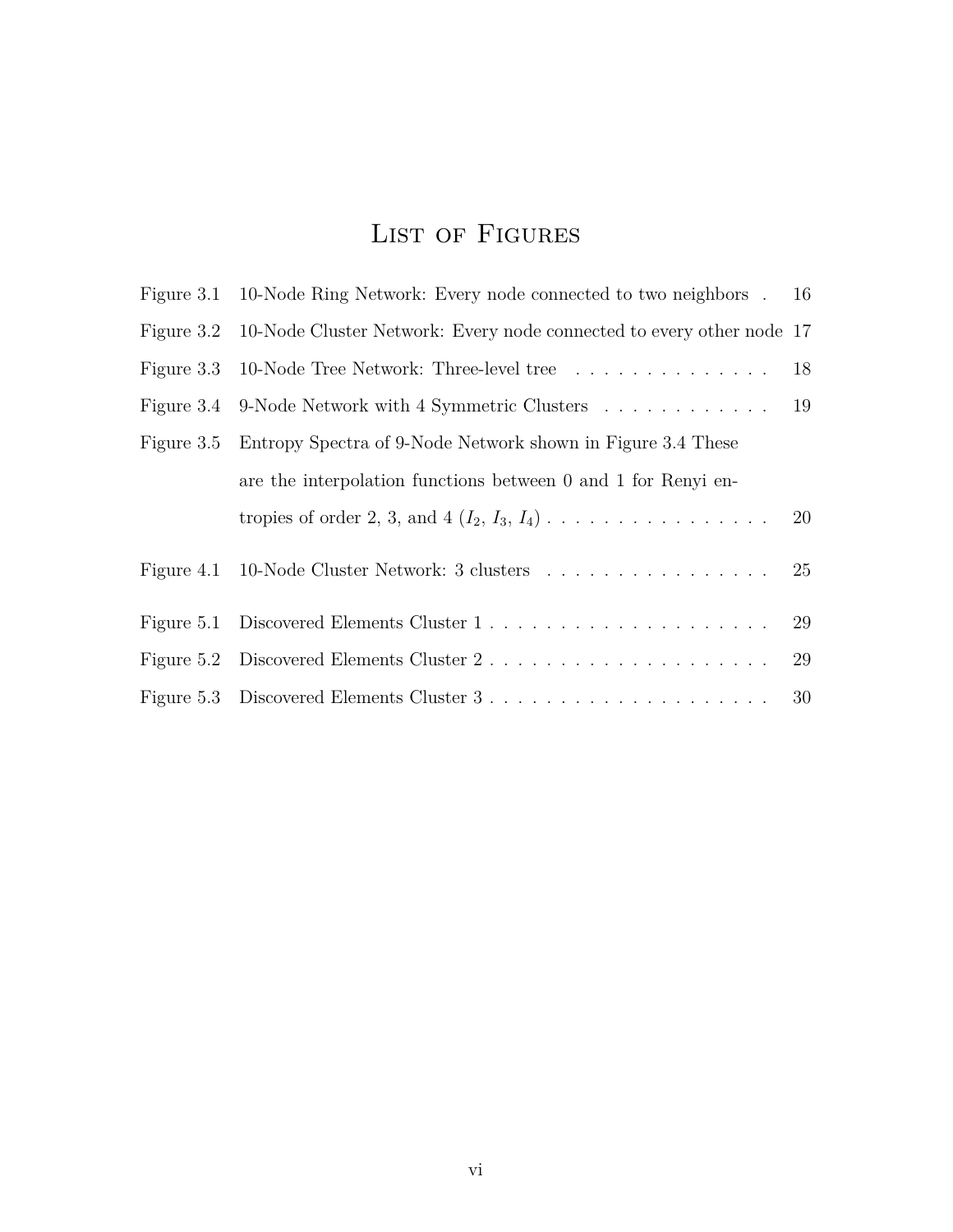# List of Figures

| | | |
|---|---|---|
| Figure 3.1 | 10-Node Ring Network: Every node connected to two neighbors | 16 |
| Figure 3.2 | 10-Node Cluster Network: Every node connected to every other node | 17 |
| Figure 3.3 | 10-Node Tree Network: Three-level tree | 18 |
| Figure 3.4 | 9-Node Network with 4 Symmetric Clusters | 19 |
| Figure 3.5 | Entropy Spectra of 9-Node Network shown in Figure 3.4 These are the interpolation functions between 0 and 1 for Renyi entropies of order 2, 3, and 4 ($I_2$, $I_3$, $I_4$) | 20 |
| Figure 4.1 | 10-Node Cluster Network: 3 clusters | 25 |
| Figure 5.1 | Discovered Elements Cluster 1 | 29 |
| Figure 5.2 | Discovered Elements Cluster 2 | 29 |
| Figure 5.3 | Discovered Elements Cluster 3 | 30 |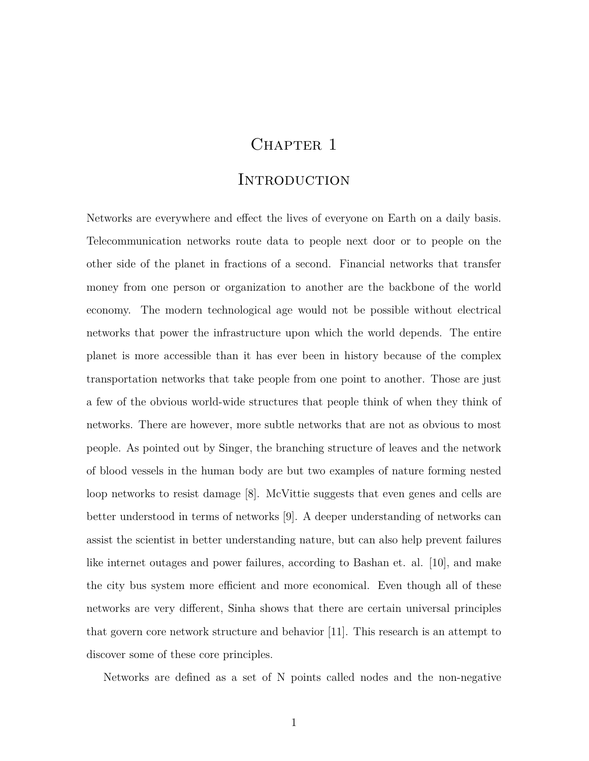# Chapter 1

# Introduction

Networks are everywhere and effect the lives of everyone on Earth on a daily basis. Telecommunication networks route data to people next door or to people on the other side of the planet in fractions of a second. Financial networks that transfer money from one person or organization to another are the backbone of the world economy. The modern technological age would not be possible without electrical networks that power the infrastructure upon which the world depends. The entire planet is more accessible than it has ever been in history because of the complex transportation networks that take people from one point to another. Those are just a few of the obvious world-wide structures that people think of when they think of networks. There are however, more subtle networks that are not as obvious to most people. As pointed out by Singer, the branching structure of leaves and the network of blood vessels in the human body are but two examples of nature forming nested loop networks to resist damage [8]. McVittie suggests that even genes and cells are better understood in terms of networks [9]. A deeper understanding of networks can assist the scientist in better understanding nature, but can also help prevent failures like internet outages and power failures, according to Bashan et. al. [10], and make the city bus system more efficient and more economical. Even though all of these networks are very different, Sinha shows that there are certain universal principles that govern core network structure and behavior [11]. This research is an attempt to discover some of these core principles.

Networks are defined as a set of N points called nodes and the non-negative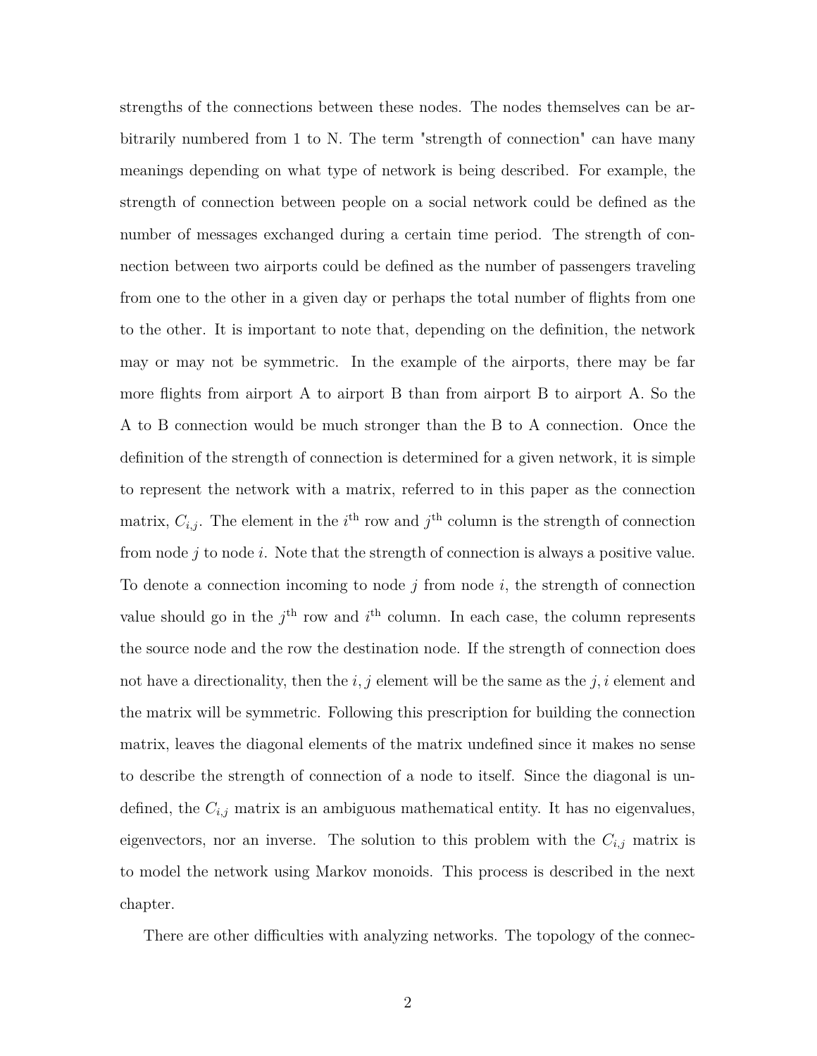strengths of the connections between these nodes. The nodes themselves can be arbitrarily numbered from 1 to N. The term "strength of connection" can have many meanings depending on what type of network is being described. For example, the strength of connection between people on a social network could be defined as the number of messages exchanged during a certain time period. The strength of connection between two airports could be defined as the number of passengers traveling from one to the other in a given day or perhaps the total number of flights from one to the other. It is important to note that, depending on the definition, the network may or may not be symmetric. In the example of the airports, there may be far more flights from airport A to airport B than from airport B to airport A. So the A to B connection would be much stronger than the B to A connection. Once the definition of the strength of connection is determined for a given network, it is simple to represent the network with a matrix, referred to in this paper as the connection matrix, $C_{i,j}$. The element in the $i^{\text{th}}$ row and $j^{\text{th}}$ column is the strength of connection from node $j$ to node $i$. Note that the strength of connection is always a positive value. To denote a connection incoming to node $j$ from node $i$, the strength of connection value should go in the $j^{\text{th}}$ row and $i^{\text{th}}$ column. In each case, the column represents the source node and the row the destination node. If the strength of connection does not have a directionality, then the $i, j$ element will be the same as the $j, i$ element and the matrix will be symmetric. Following this prescription for building the connection matrix, leaves the diagonal elements of the matrix undefined since it makes no sense to describe the strength of connection of a node to itself. Since the diagonal is undefined, the $C_{i,j}$ matrix is an ambiguous mathematical entity. It has no eigenvalues, eigenvectors, nor an inverse. The solution to this problem with the $C_{i,j}$ matrix is to model the network using Markov monoids. This process is described in the next chapter.

There are other difficulties with analyzing networks. The topology of the connec-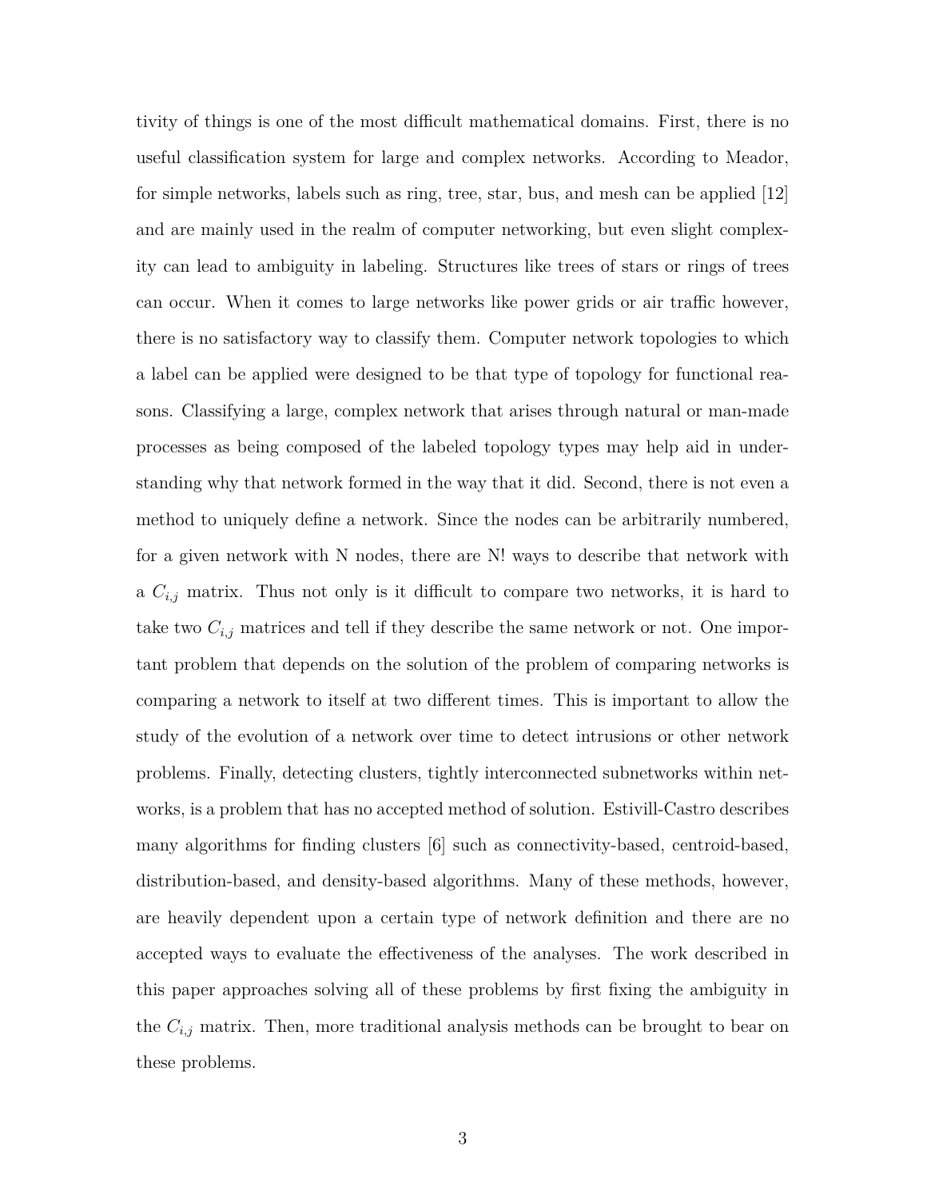tivity of things is one of the most difficult mathematical domains. First, there is no useful classification system for large and complex networks. According to Meador, for simple networks, labels such as ring, tree, star, bus, and mesh can be applied [12] and are mainly used in the realm of computer networking, but even slight complexity can lead to ambiguity in labeling. Structures like trees of stars or rings of trees can occur. When it comes to large networks like power grids or air traffic however, there is no satisfactory way to classify them. Computer network topologies to which a label can be applied were designed to be that type of topology for functional reasons. Classifying a large, complex network that arises through natural or man-made processes as being composed of the labeled topology types may help aid in understanding why that network formed in the way that it did. Second, there is not even a method to uniquely define a network. Since the nodes can be arbitrarily numbered, for a given network with N nodes, there are N! ways to describe that network with a $C_{i,j}$ matrix. Thus not only is it difficult to compare two networks, it is hard to take two $C_{i,j}$ matrices and tell if they describe the same network or not. One important problem that depends on the solution of the problem of comparing networks is comparing a network to itself at two different times. This is important to allow the study of the evolution of a network over time to detect intrusions or other network problems. Finally, detecting clusters, tightly interconnected subnetworks within networks, is a problem that has no accepted method of solution. Estivill-Castro describes many algorithms for finding clusters [6] such as connectivity-based, centroid-based, distribution-based, and density-based algorithms. Many of these methods, however, are heavily dependent upon a certain type of network definition and there are no accepted ways to evaluate the effectiveness of the analyses. The work described in this paper approaches solving all of these problems by first fixing the ambiguity in the $C_{i,j}$ matrix. Then, more traditional analysis methods can be brought to bear on these problems.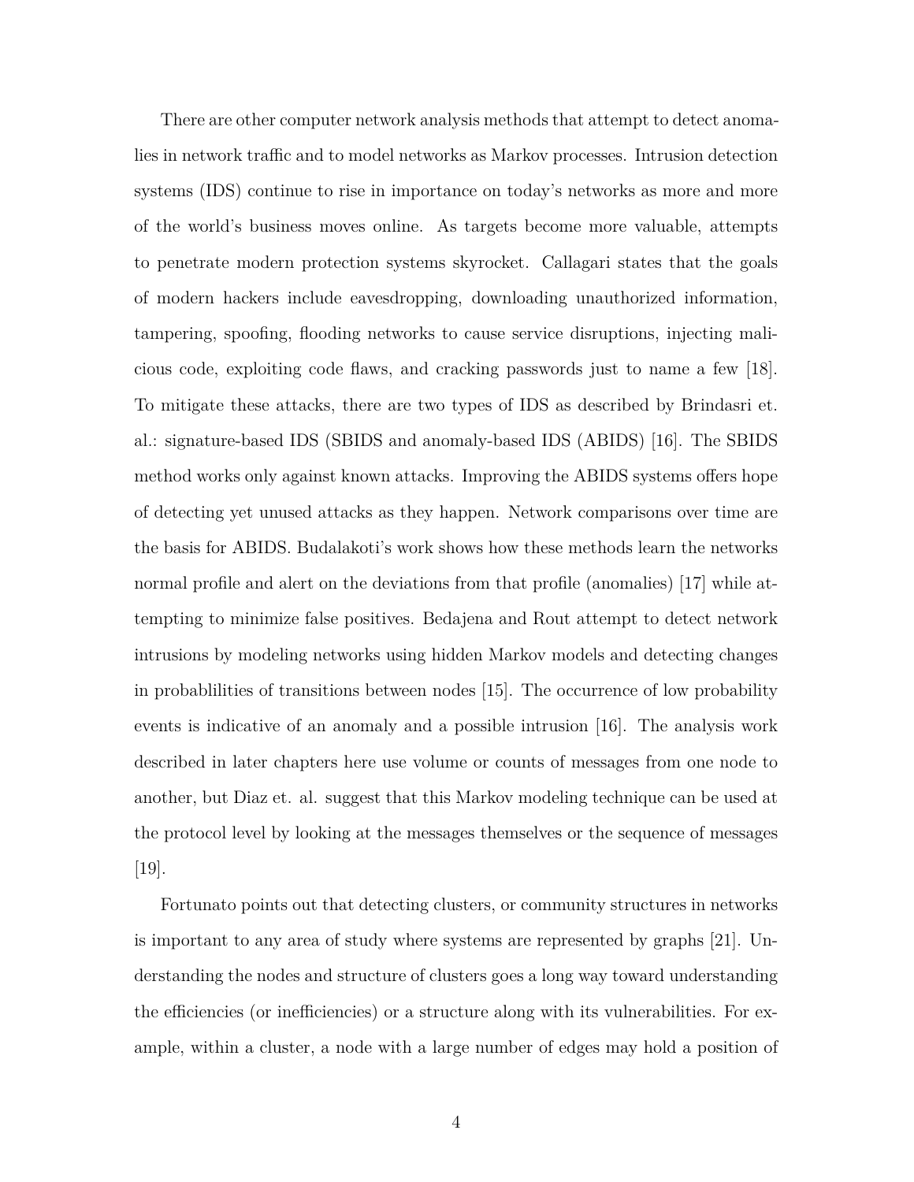There are other computer network analysis methods that attempt to detect anomalies in network traffic and to model networks as Markov processes. Intrusion detection systems (IDS) continue to rise in importance on today's networks as more and more of the world's business moves online. As targets become more valuable, attempts to penetrate modern protection systems skyrocket. Callagari states that the goals of modern hackers include eavesdropping, downloading unauthorized information, tampering, spoofing, flooding networks to cause service disruptions, injecting malicious code, exploiting code flaws, and cracking passwords just to name a few [18]. To mitigate these attacks, there are two types of IDS as described by Brindasri et. al.: signature-based IDS (SBIDS and anomaly-based IDS (ABIDS) [16]. The SBIDS method works only against known attacks. Improving the ABIDS systems offers hope of detecting yet unused attacks as they happen. Network comparisons over time are the basis for ABIDS. Budalakoti's work shows how these methods learn the networks normal profile and alert on the deviations from that profile (anomalies) [17] while attempting to minimize false positives. Bedajena and Rout attempt to detect network intrusions by modeling networks using hidden Markov models and detecting changes in probablilities of transitions between nodes [15]. The occurrence of low probability events is indicative of an anomaly and a possible intrusion [16]. The analysis work described in later chapters here use volume or counts of messages from one node to another, but Diaz et. al. suggest that this Markov modeling technique can be used at the protocol level by looking at the messages themselves or the sequence of messages [19].

Fortunato points out that detecting clusters, or community structures in networks is important to any area of study where systems are represented by graphs [21]. Understanding the nodes and structure of clusters goes a long way toward understanding the efficiencies (or inefficiencies) or a structure along with its vulnerabilities. For example, within a cluster, a node with a large number of edges may hold a position of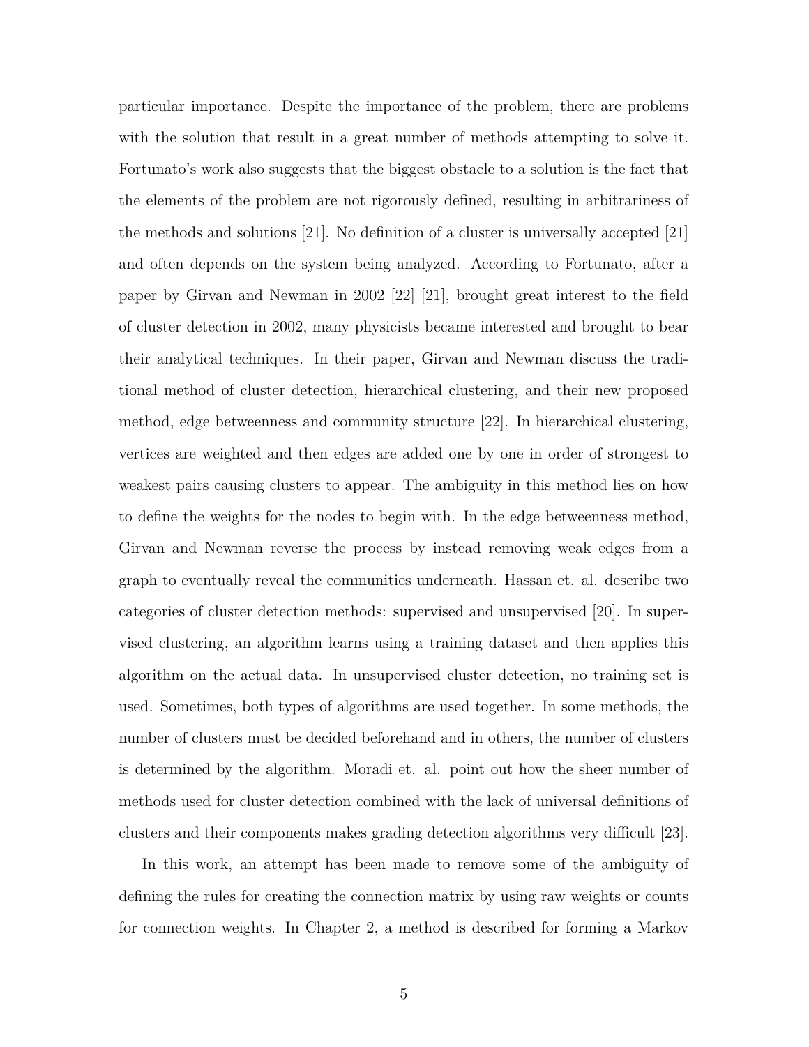particular importance. Despite the importance of the problem, there are problems with the solution that result in a great number of methods attempting to solve it. Fortunato's work also suggests that the biggest obstacle to a solution is the fact that the elements of the problem are not rigorously defined, resulting in arbitrariness of the methods and solutions [21]. No definition of a cluster is universally accepted [21] and often depends on the system being analyzed. According to Fortunato, after a paper by Girvan and Newman in 2002 [22] [21], brought great interest to the field of cluster detection in 2002, many physicists became interested and brought to bear their analytical techniques. In their paper, Girvan and Newman discuss the traditional method of cluster detection, hierarchical clustering, and their new proposed method, edge betweenness and community structure [22]. In hierarchical clustering, vertices are weighted and then edges are added one by one in order of strongest to weakest pairs causing clusters to appear. The ambiguity in this method lies on how to define the weights for the nodes to begin with. In the edge betweenness method, Girvan and Newman reverse the process by instead removing weak edges from a graph to eventually reveal the communities underneath. Hassan et. al. describe two categories of cluster detection methods: supervised and unsupervised [20]. In supervised clustering, an algorithm learns using a training dataset and then applies this algorithm on the actual data. In unsupervised cluster detection, no training set is used. Sometimes, both types of algorithms are used together. In some methods, the number of clusters must be decided beforehand and in others, the number of clusters is determined by the algorithm. Moradi et. al. point out how the sheer number of methods used for cluster detection combined with the lack of universal definitions of clusters and their components makes grading detection algorithms very difficult [23].

In this work, an attempt has been made to remove some of the ambiguity of defining the rules for creating the connection matrix by using raw weights or counts for connection weights. In Chapter 2, a method is described for forming a Markov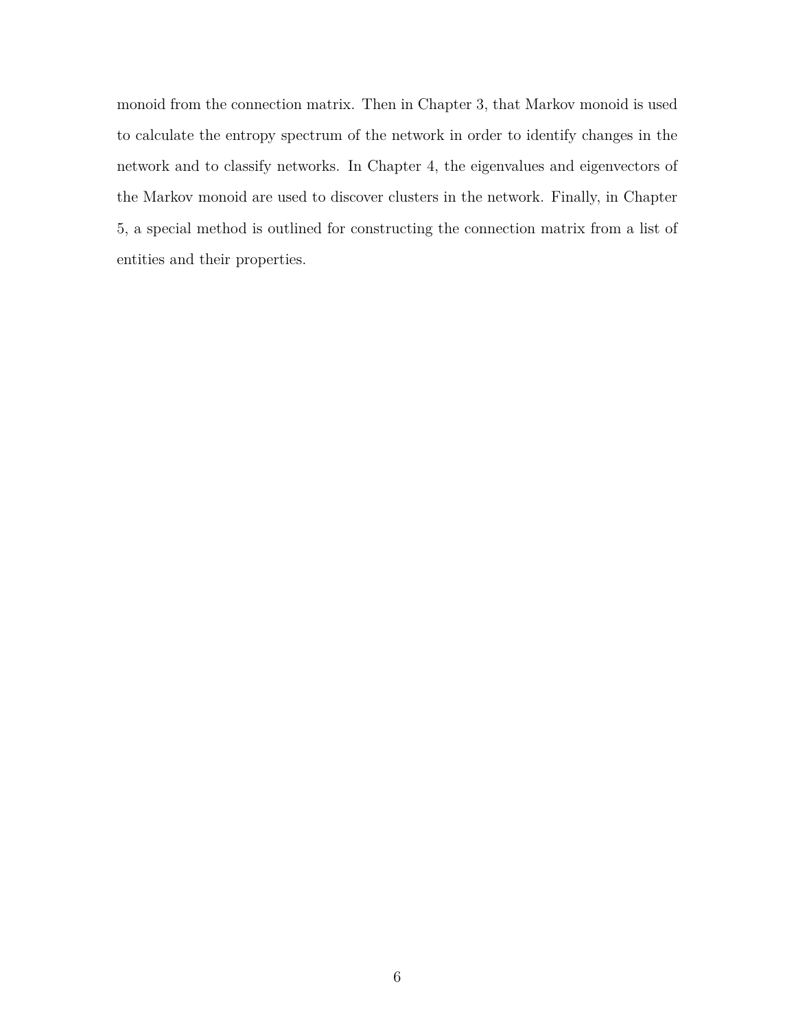monoid from the connection matrix. Then in Chapter 3, that Markov monoid is used to calculate the entropy spectrum of the network in order to identify changes in the network and to classify networks. In Chapter 4, the eigenvalues and eigenvectors of the Markov monoid are used to discover clusters in the network. Finally, in Chapter 5, a special method is outlined for constructing the connection matrix from a list of entities and their properties.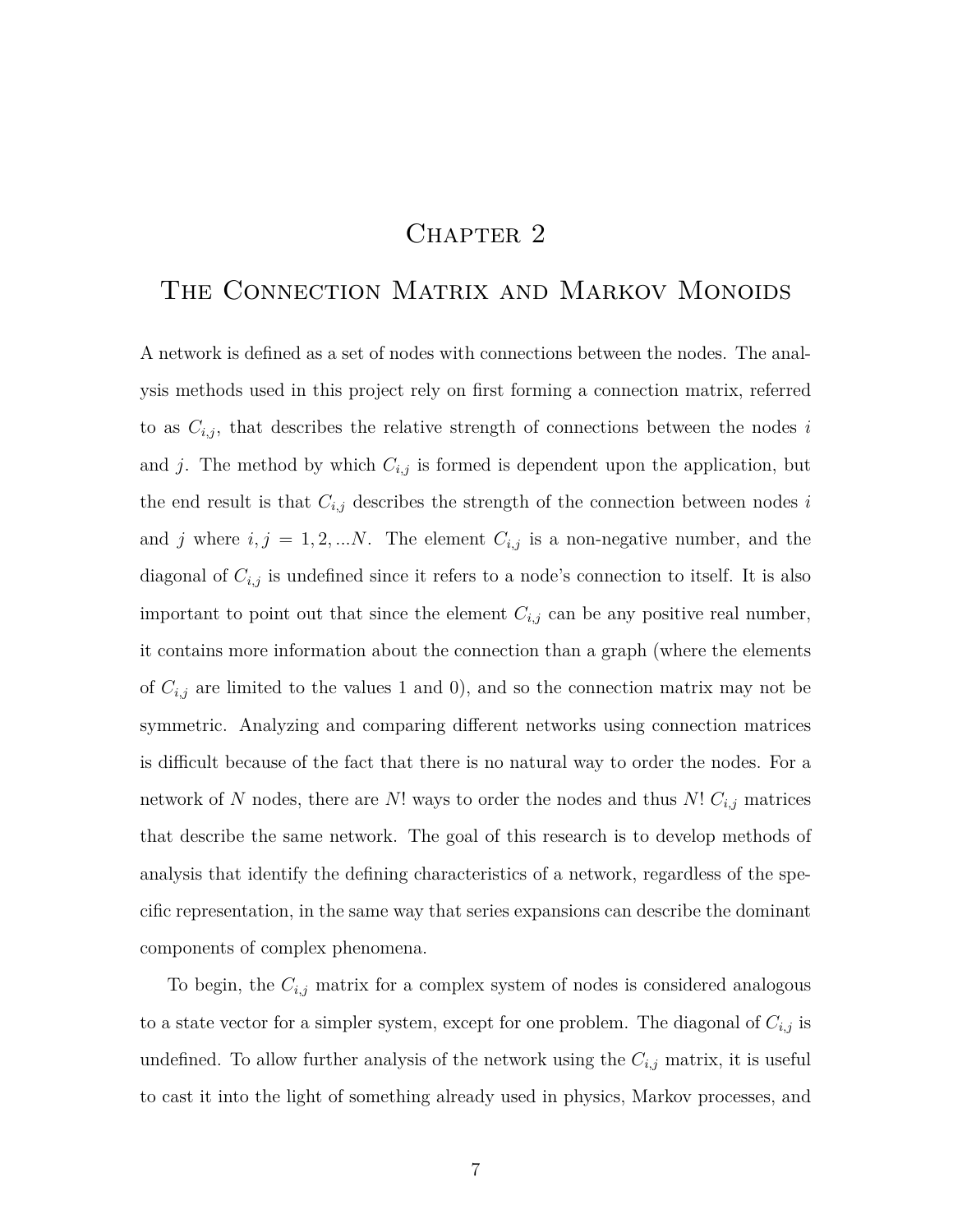# Chapter 2

# The Connection Matrix and Markov Monoids

A network is defined as a set of nodes with connections between the nodes. The analysis methods used in this project rely on first forming a connection matrix, referred to as $C_{i,j}$, that describes the relative strength of connections between the nodes $i$ and $j$. The method by which $C_{i,j}$ is formed is dependent upon the application, but the end result is that $C_{i,j}$ describes the strength of the connection between nodes $i$ and $j$ where $i, j = 1, 2, ...N$. The element $C_{i,j}$ is a non-negative number, and the diagonal of $C_{i,j}$ is undefined since it refers to a node's connection to itself. It is also important to point out that since the element $C_{i,j}$ can be any positive real number, it contains more information about the connection than a graph (where the elements of $C_{i,j}$ are limited to the values 1 and 0), and so the connection matrix may not be symmetric. Analyzing and comparing different networks using connection matrices is difficult because of the fact that there is no natural way to order the nodes. For a network of $N$ nodes, there are $N!$ ways to order the nodes and thus $N!$ $C_{i,j}$ matrices that describe the same network. The goal of this research is to develop methods of analysis that identify the defining characteristics of a network, regardless of the specific representation, in the same way that series expansions can describe the dominant components of complex phenomena.

To begin, the $C_{i,j}$ matrix for a complex system of nodes is considered analogous to a state vector for a simpler system, except for one problem. The diagonal of $C_{i,j}$ is undefined. To allow further analysis of the network using the $C_{i,j}$ matrix, it is useful to cast it into the light of something already used in physics, Markov processes, and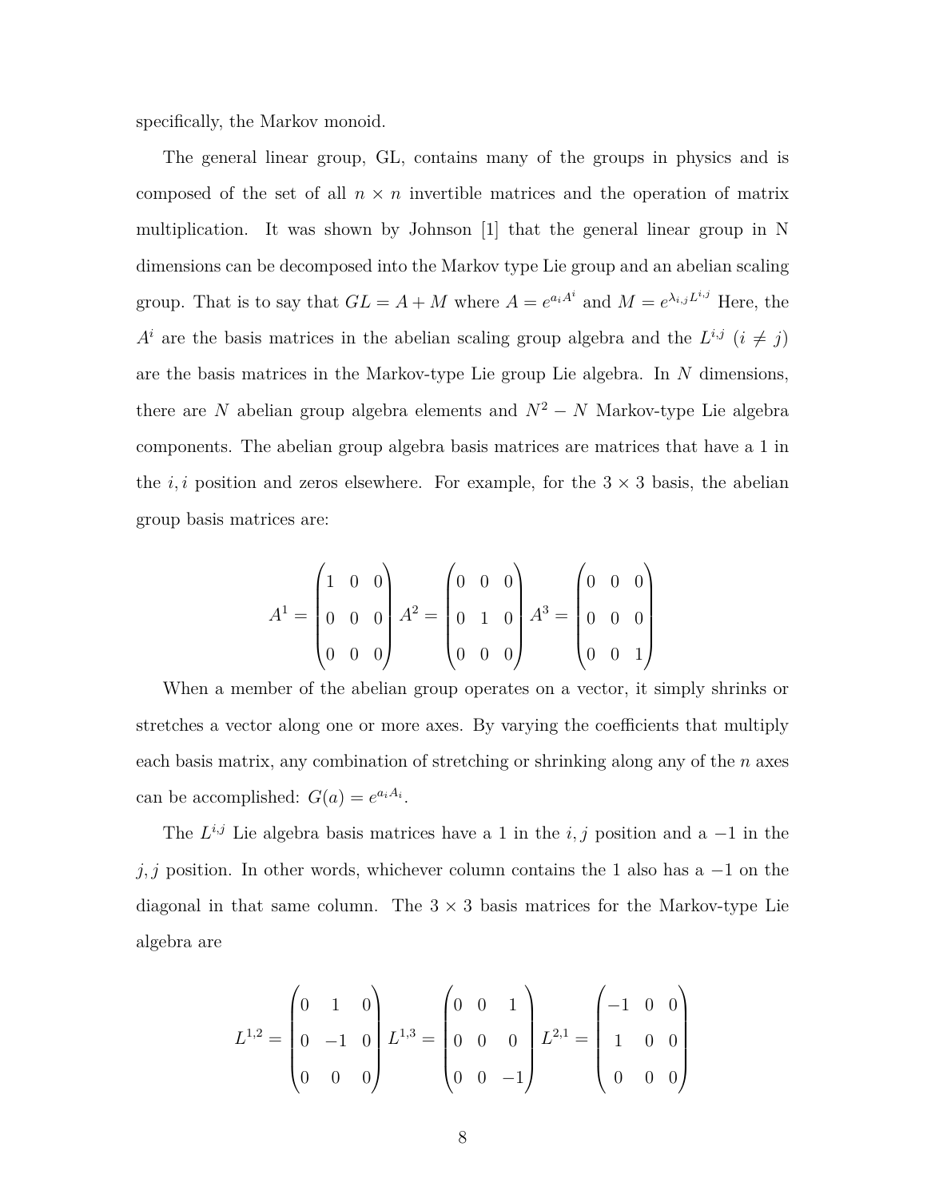specifically, the Markov monoid.

The general linear group, GL, contains many of the groups in physics and is composed of the set of all $n \times n$ invertible matrices and the operation of matrix multiplication. It was shown by Johnson [1] that the general linear group in N dimensions can be decomposed into the Markov type Lie group and an abelian scaling group. That is to say that $GL = A + M$ where $A = e^{a_i A^i}$ and $M = e^{\lambda_{i,j} L^{i,j}}$ Here, the $A^i$ are the basis matrices in the abelian scaling group algebra and the $L^{i,j}$ $(i \neq j)$ are the basis matrices in the Markov-type Lie group Lie algebra. In $N$ dimensions, there are $N$ abelian group algebra elements and $N^2 - N$ Markov-type Lie algebra components. The abelian group algebra basis matrices are matrices that have a 1 in the $i, i$ position and zeros elsewhere. For example, for the $3 \times 3$ basis, the abelian group basis matrices are:

$$A^1 = \begin{pmatrix} 1 & 0 & 0 \\ 0 & 0 & 0 \\ 0 & 0 & 0 \end{pmatrix} A^2 = \begin{pmatrix} 0 & 0 & 0 \\ 0 & 1 & 0 \\ 0 & 0 & 0 \end{pmatrix} A^3 = \begin{pmatrix} 0 & 0 & 0 \\ 0 & 0 & 0 \\ 0 & 0 & 1 \end{pmatrix}$$

When a member of the abelian group operates on a vector, it simply shrinks or stretches a vector along one or more axes. By varying the coefficients that multiply each basis matrix, any combination of stretching or shrinking along any of the $n$ axes can be accomplished: $G(a) = e^{a_i A_i}$.

The $L^{i,j}$ Lie algebra basis matrices have a 1 in the $i, j$ position and a $-1$ in the $j, j$ position. In other words, whichever column contains the 1 also has a $-1$ on the diagonal in that same column. The $3 \times 3$ basis matrices for the Markov-type Lie algebra are

$$L^{1,2} = \begin{pmatrix} 0 & 1 & 0 \\ 0 & -1 & 0 \\ 0 & 0 & 0 \end{pmatrix} L^{1,3} = \begin{pmatrix} 0 & 0 & 1 \\ 0 & 0 & 0 \\ 0 & 0 & -1 \end{pmatrix} L^{2,1} = \begin{pmatrix} -1 & 0 & 0 \\ 1 & 0 & 0 \\ 0 & 0 & 0 \end{pmatrix}$$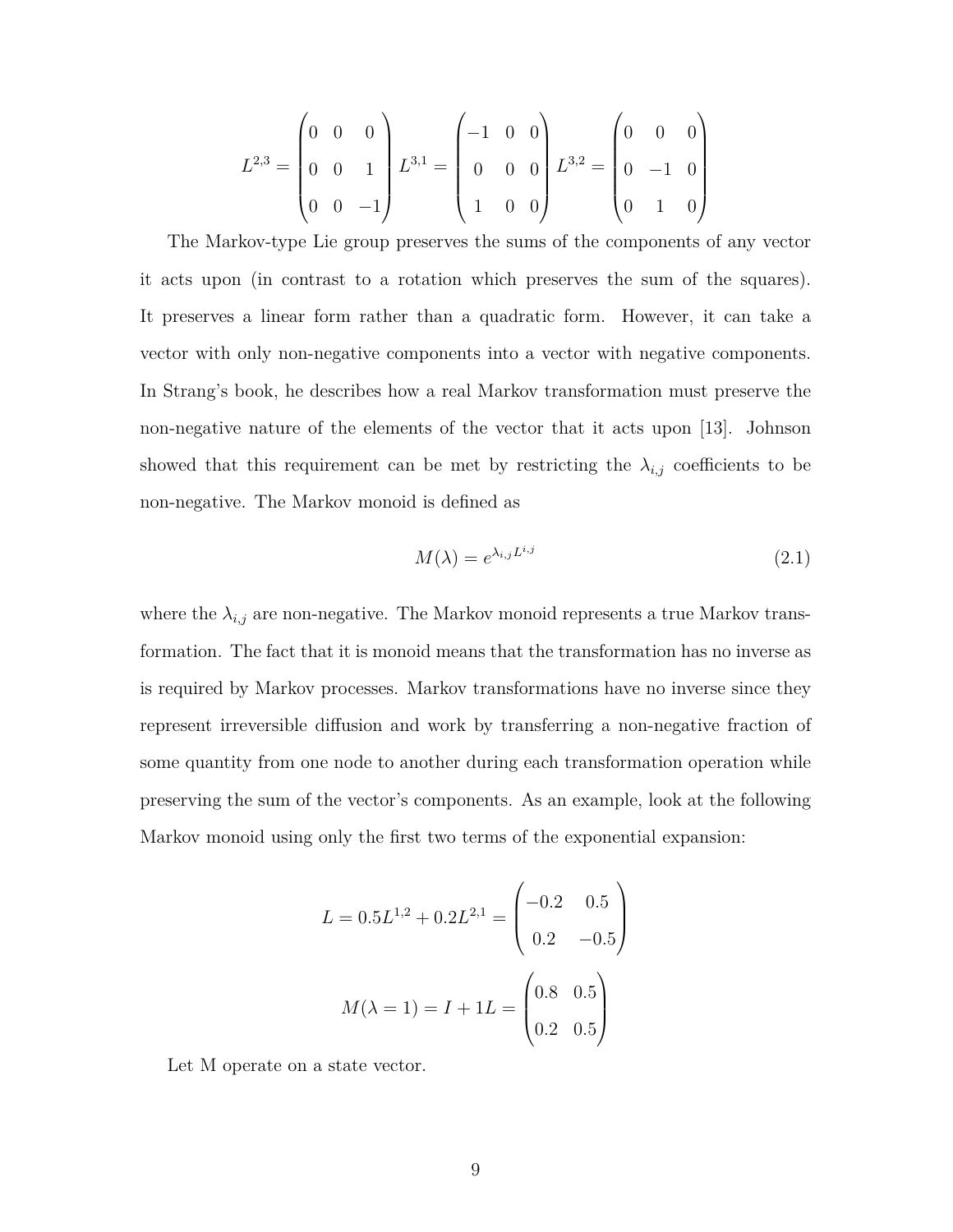$$L^{2,3} = \begin{pmatrix} 0 & 0 & 0 \\ 0 & 0 & 1 \\ 0 & 0 & -1 \end{pmatrix} L^{3,1} = \begin{pmatrix} -1 & 0 & 0 \\ 0 & 0 & 0 \\ 1 & 0 & 0 \end{pmatrix} L^{3,2} = \begin{pmatrix} 0 & 0 & 0 \\ 0 & -1 & 0 \\ 0 & 1 & 0 \end{pmatrix}$$

The Markov-type Lie group preserves the sums of the components of any vector it acts upon (in contrast to a rotation which preserves the sum of the squares). It preserves a linear form rather than a quadratic form. However, it can take a vector with only non-negative components into a vector with negative components. In Strang's book, he describes how a real Markov transformation must preserve the non-negative nature of the elements of the vector that it acts upon [13]. Johnson showed that this requirement can be met by restricting the $\lambda_{i,j}$ coefficients to be non-negative. The Markov monoid is defined as

$$M(\lambda) = e^{\lambda_{i,j} L^{i,j}} \tag{2.1}$$

where the $\lambda_{i,j}$ are non-negative. The Markov monoid represents a true Markov transformation. The fact that it is monoid means that the transformation has no inverse as is required by Markov processes. Markov transformations have no inverse since they represent irreversible diffusion and work by transferring a non-negative fraction of some quantity from one node to another during each transformation operation while preserving the sum of the vector's components. As an example, look at the following Markov monoid using only the first two terms of the exponential expansion:

$$L = 0.5L^{1,2} + 0.2L^{2,1} = \begin{pmatrix} -0.2 & 0.5 \\ 0.2 & -0.5 \end{pmatrix}$$

$$M(\lambda = 1) = I + 1L = \begin{pmatrix} 0.8 & 0.5 \\ 0.2 & 0.5 \end{pmatrix}$$

Let M operate on a state vector.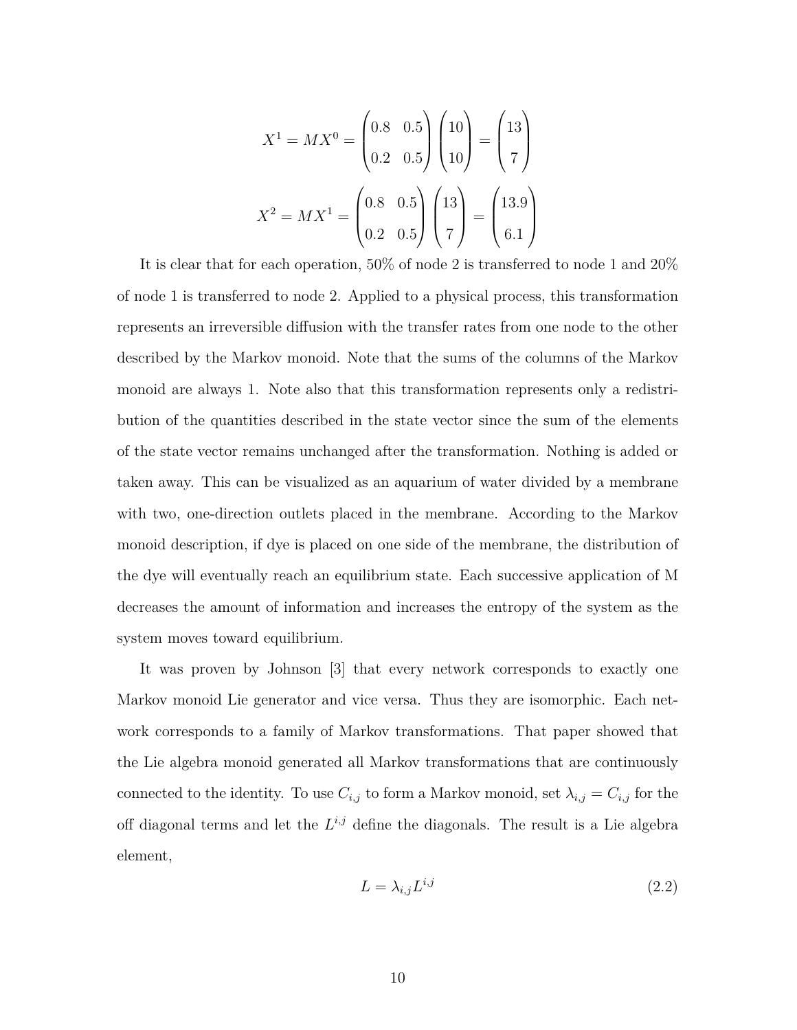$$X^1 = MX^0 = \begin{pmatrix} 0.8 & 0.5 \\ 0.2 & 0.5 \end{pmatrix} \begin{pmatrix} 10 \\ 10 \end{pmatrix} = \begin{pmatrix} 13 \\ 7 \end{pmatrix}$$

$$X^2 = MX^1 = \begin{pmatrix} 0.8 & 0.5 \\ 0.2 & 0.5 \end{pmatrix} \begin{pmatrix} 13 \\ 7 \end{pmatrix} = \begin{pmatrix} 13.9 \\ 6.1 \end{pmatrix}$$

It is clear that for each operation, 50% of node 2 is transferred to node 1 and 20% of node 1 is transferred to node 2. Applied to a physical process, this transformation represents an irreversible diffusion with the transfer rates from one node to the other described by the Markov monoid. Note that the sums of the columns of the Markov monoid are always 1. Note also that this transformation represents only a redistribution of the quantities described in the state vector since the sum of the elements of the state vector remains unchanged after the transformation. Nothing is added or taken away. This can be visualized as an aquarium of water divided by a membrane with two, one-direction outlets placed in the membrane. According to the Markov monoid description, if dye is placed on one side of the membrane, the distribution of the dye will eventually reach an equilibrium state. Each successive application of M decreases the amount of information and increases the entropy of the system as the system moves toward equilibrium.

It was proven by Johnson [3] that every network corresponds to exactly one Markov monoid Lie generator and vice versa. Thus they are isomorphic. Each network corresponds to a family of Markov transformations. That paper showed that the Lie algebra monoid generated all Markov transformations that are continuously connected to the identity. To use $C_{i,j}$ to form a Markov monoid, set $\lambda_{i,j} = C_{i,j}$ for the off diagonal terms and let the $L^{i,j}$ define the diagonals. The result is a Lie algebra element,

$$L = \lambda_{i,j} L^{i,j} \tag{2.2}$$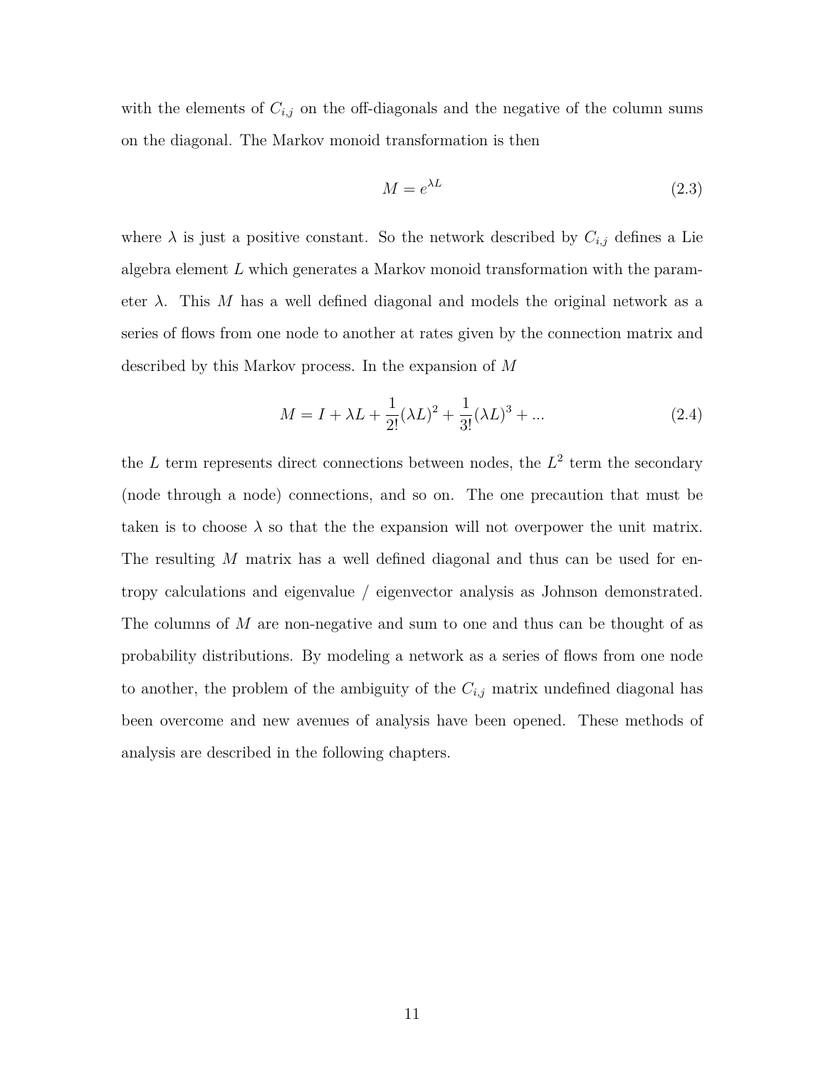with the elements of $C_{i,j}$ on the off-diagonals and the negative of the column sums on the diagonal. The Markov monoid transformation is then

$$M = e^{\lambda L} \tag{2.3}$$

where $\lambda$ is just a positive constant. So the network described by $C_{i,j}$ defines a Lie algebra element $L$ which generates a Markov monoid transformation with the parameter $\lambda$. This $M$ has a well defined diagonal and models the original network as a series of flows from one node to another at rates given by the connection matrix and described by this Markov process. In the expansion of $M$

$$M = I + \lambda L + \frac{1}{2!}(\lambda L)^2 + \frac{1}{3!}(\lambda L)^3 + ... \tag{2.4}$$

the $L$ term represents direct connections between nodes, the $L^2$ term the secondary (node through a node) connections, and so on. The one precaution that must be taken is to choose $\lambda$ so that the the expansion will not overpower the unit matrix. The resulting $M$ matrix has a well defined diagonal and thus can be used for entropy calculations and eigenvalue / eigenvector analysis as Johnson demonstrated. The columns of $M$ are non-negative and sum to one and thus can be thought of as probability distributions. By modeling a network as a series of flows from one node to another, the problem of the ambiguity of the $C_{i,j}$ matrix undefined diagonal has been overcome and new avenues of analysis have been opened. These methods of analysis are described in the following chapters.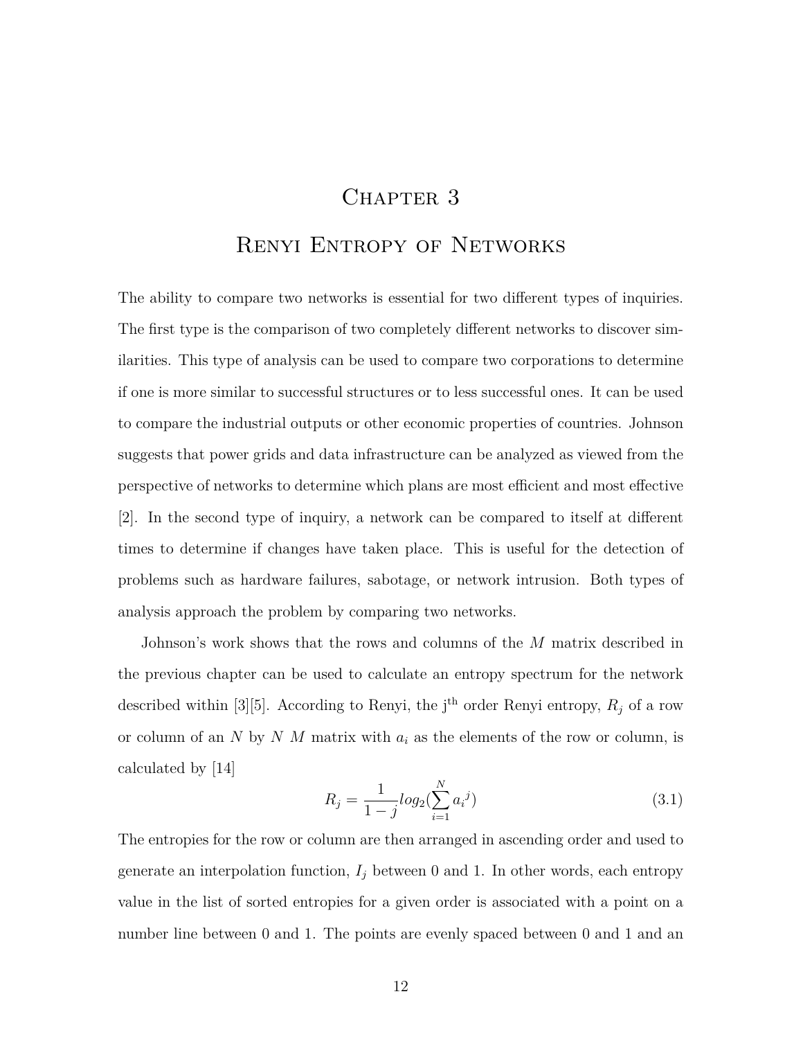# Chapter 3

# Renyi Entropy of Networks

The ability to compare two networks is essential for two different types of inquiries. The first type is the comparison of two completely different networks to discover similarities. This type of analysis can be used to compare two corporations to determine if one is more similar to successful structures or to less successful ones. It can be used to compare the industrial outputs or other economic properties of countries. Johnson suggests that power grids and data infrastructure can be analyzed as viewed from the perspective of networks to determine which plans are most efficient and most effective [2]. In the second type of inquiry, a network can be compared to itself at different times to determine if changes have taken place. This is useful for the detection of problems such as hardware failures, sabotage, or network intrusion. Both types of analysis approach the problem by comparing two networks.

Johnson's work shows that the rows and columns of the $M$ matrix described in the previous chapter can be used to calculate an entropy spectrum for the network described within [3][5]. According to Renyi, the $j^{\text{th}}$ order Renyi entropy, $R_j$ of a row or column of an $N$ by $N$ $M$ matrix with $a_i$ as the elements of the row or column, is calculated by [14]

$$R_j = \frac{1}{1-j} log_2 (\sum_{i=1}^{N} {a_i}^j) \tag{3.1}$$

The entropies for the row or column are then arranged in ascending order and used to generate an interpolation function, $I_j$ between 0 and 1. In other words, each entropy value in the list of sorted entropies for a given order is associated with a point on a number line between 0 and 1. The points are evenly spaced between 0 and 1 and an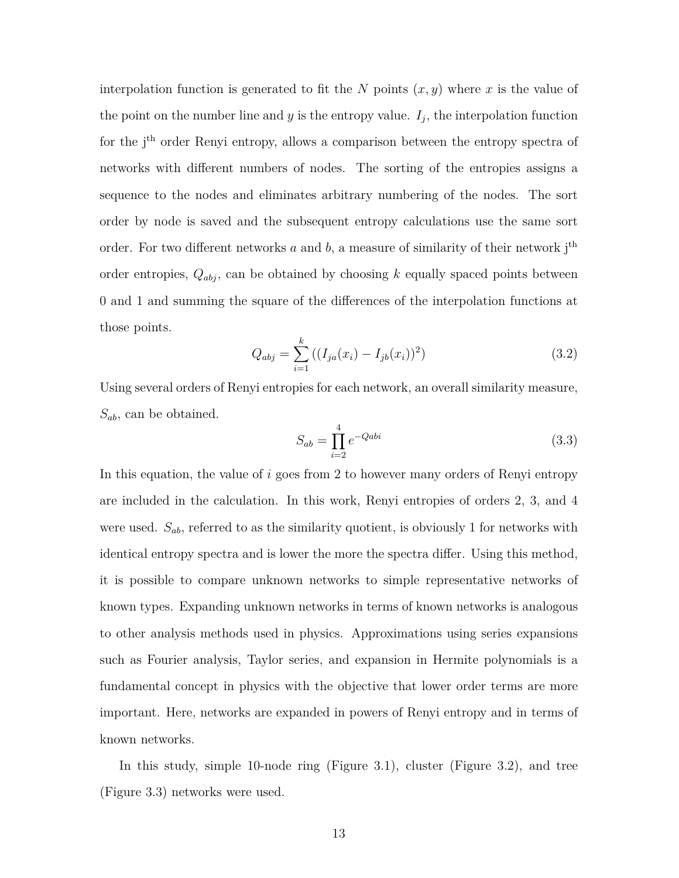interpolation function is generated to fit the $N$ points $(x, y)$ where $x$ is the value of the point on the number line and $y$ is the entropy value. $I_j$, the interpolation function for the j$^{\text{th}}$ order Renyi entropy, allows a comparison between the entropy spectra of networks with different numbers of nodes. The sorting of the entropies assigns a sequence to the nodes and eliminates arbitrary numbering of the nodes. The sort order by node is saved and the subsequent entropy calculations use the same sort order. For two different networks $a$ and $b$, a measure of similarity of their network j$^{\text{th}}$ order entropies, $Q_{abj}$, can be obtained by choosing $k$ equally spaced points between 0 and 1 and summing the square of the differences of the interpolation functions at those points.

$$Q_{abj} = \sum_{i=1}^{k} ((I_{ja}(x_i) - I_{jb}(x_i))^2) \tag{3.2}$$

Using several orders of Renyi entropies for each network, an overall similarity measure, $S_{ab}$, can be obtained.

$$S_{ab} = \prod_{i=2}^{4} e^{-Qabi} \tag{3.3}$$

In this equation, the value of $i$ goes from 2 to however many orders of Renyi entropy are included in the calculation. In this work, Renyi entropies of orders 2, 3, and 4 were used. $S_{ab}$, referred to as the similarity quotient, is obviously 1 for networks with identical entropy spectra and is lower the more the spectra differ. Using this method, it is possible to compare unknown networks to simple representative networks of known types. Expanding unknown networks in terms of known networks is analogous to other analysis methods used in physics. Approximations using series expansions such as Fourier analysis, Taylor series, and expansion in Hermite polynomials is a fundamental concept in physics with the objective that lower order terms are more important. Here, networks are expanded in powers of Renyi entropy and in terms of known networks.

In this study, simple 10-node ring (Figure 3.1), cluster (Figure 3.2), and tree (Figure 3.3) networks were used.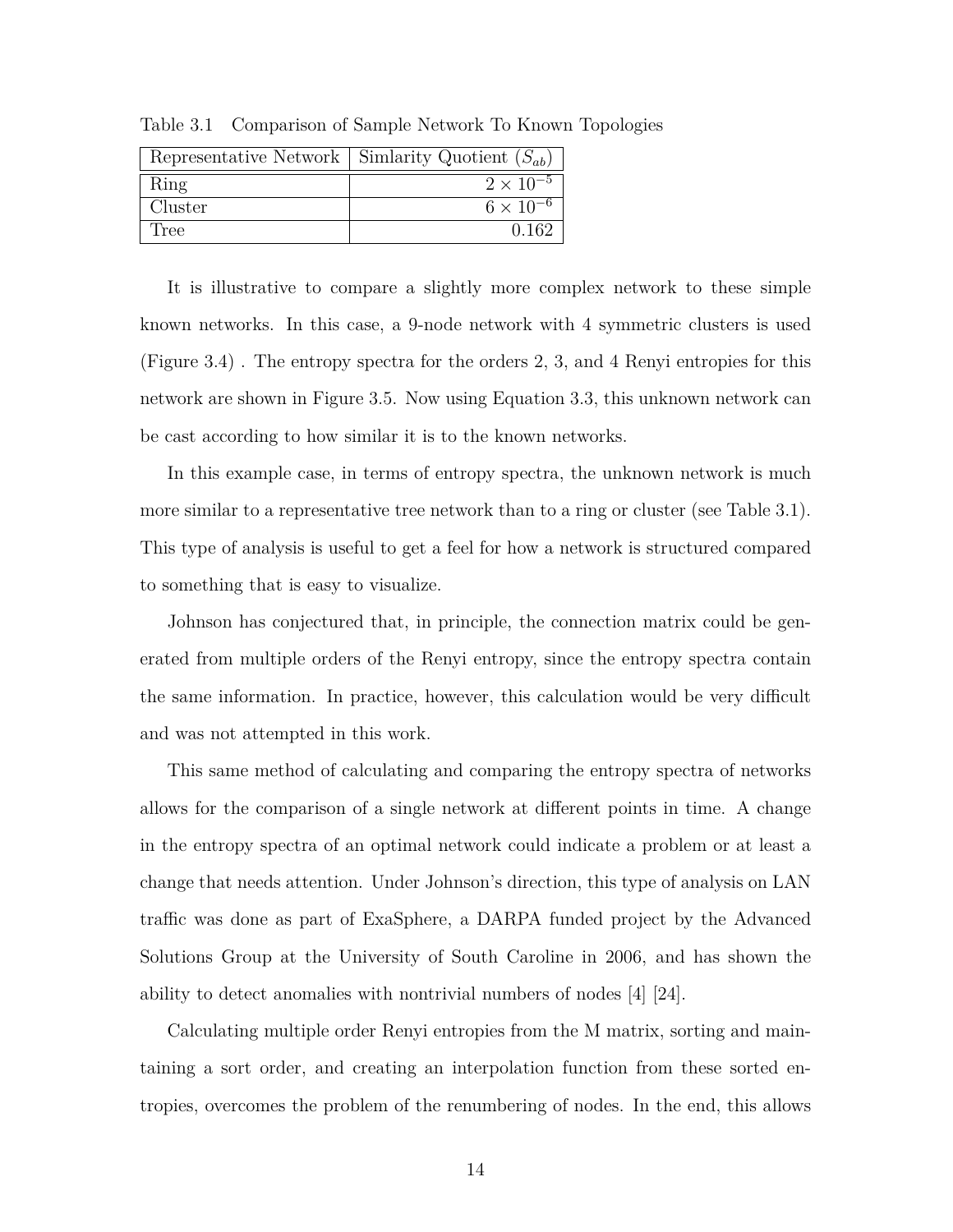Table 3.1 Comparison of Sample Network To Known Topologies

| Representative Network | Simlarity Quotient ($S_{ab}$) |
| --- | --- |
| Ring | $2 \times 10^{-5}$ |
| Cluster | $6 \times 10^{-6}$ |
| Tree | 0.162 |

It is illustrative to compare a slightly more complex network to these simple known networks. In this case, a 9-node network with 4 symmetric clusters is used (Figure 3.4) . The entropy spectra for the orders 2, 3, and 4 Renyi entropies for this network are shown in Figure 3.5. Now using Equation 3.3, this unknown network can be cast according to how similar it is to the known networks.

In this example case, in terms of entropy spectra, the unknown network is much more similar to a representative tree network than to a ring or cluster (see Table 3.1). This type of analysis is useful to get a feel for how a network is structured compared to something that is easy to visualize.

Johnson has conjectured that, in principle, the connection matrix could be generated from multiple orders of the Renyi entropy, since the entropy spectra contain the same information. In practice, however, this calculation would be very difficult and was not attempted in this work.

This same method of calculating and comparing the entropy spectra of networks allows for the comparison of a single network at different points in time. A change in the entropy spectra of an optimal network could indicate a problem or at least a change that needs attention. Under Johnson's direction, this type of analysis on LAN traffic was done as part of ExaSphere, a DARPA funded project by the Advanced Solutions Group at the University of South Caroline in 2006, and has shown the ability to detect anomalies with nontrivial numbers of nodes [4] [24].

Calculating multiple order Renyi entropies from the M matrix, sorting and maintaining a sort order, and creating an interpolation function from these sorted entropies, overcomes the problem of the renumbering of nodes. In the end, this allows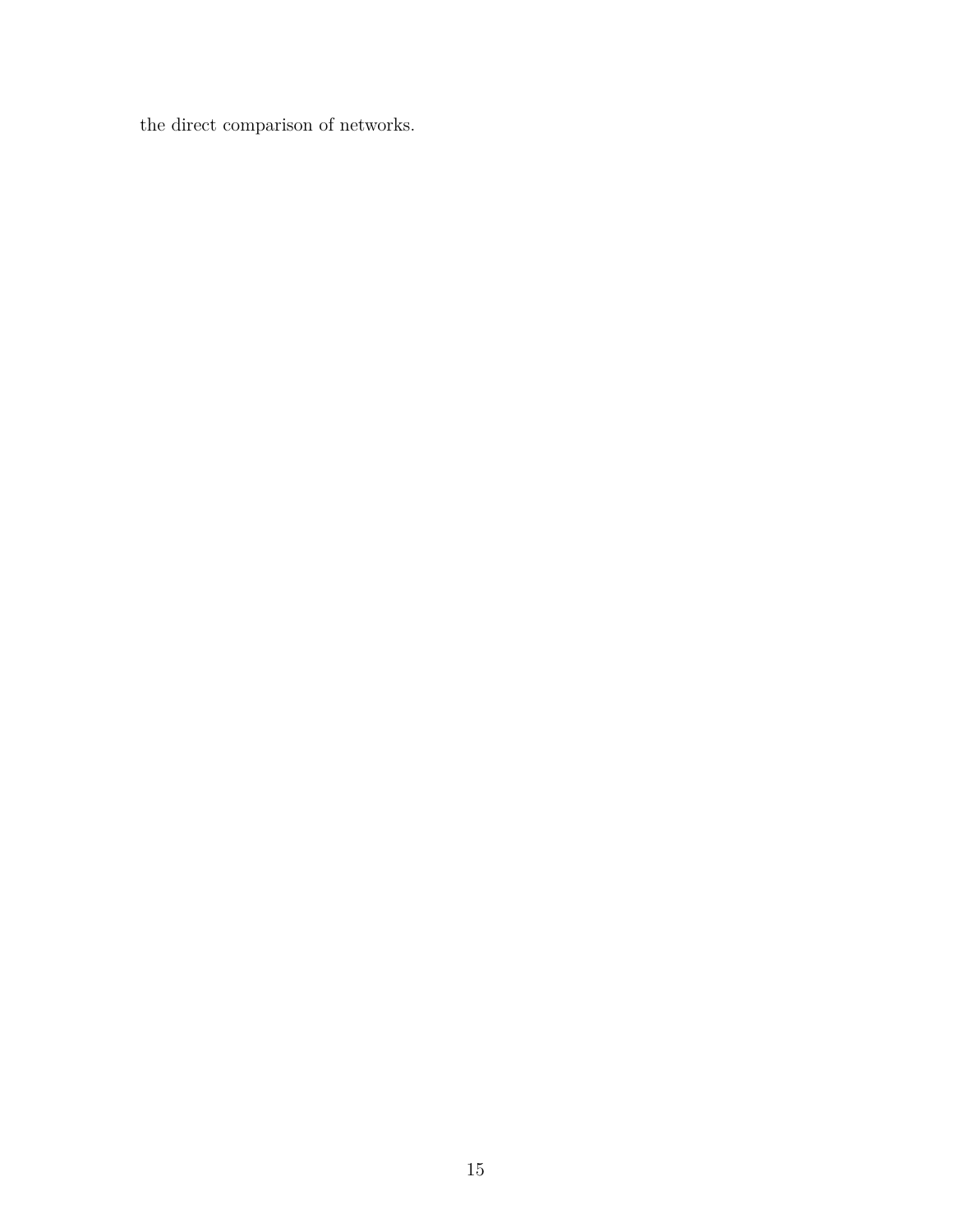the direct comparison of networks.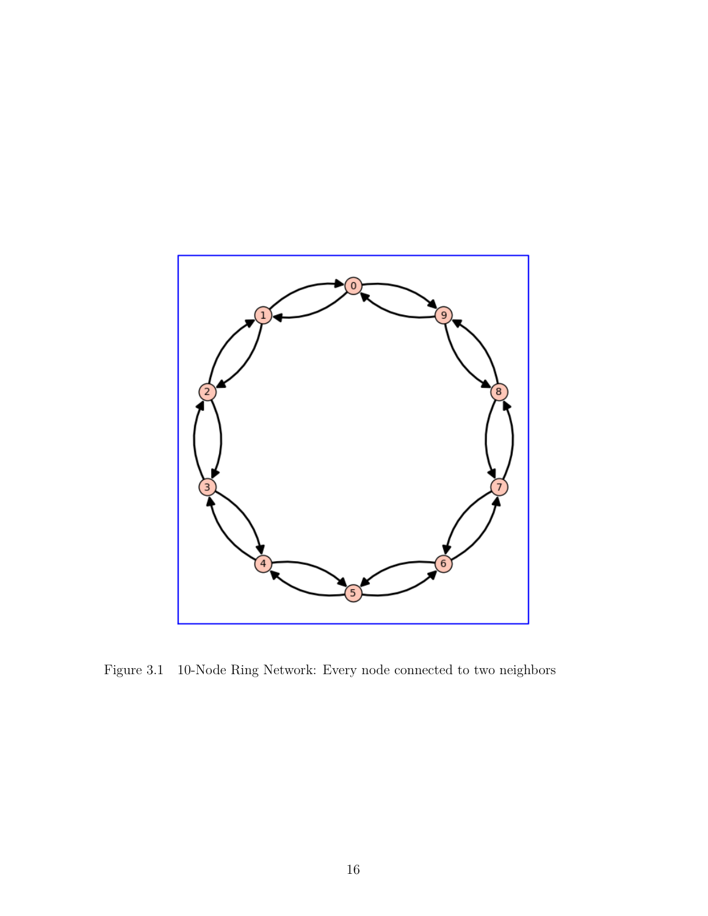Figure 3.1 10-Node Ring Network: Every node connected to two neighbors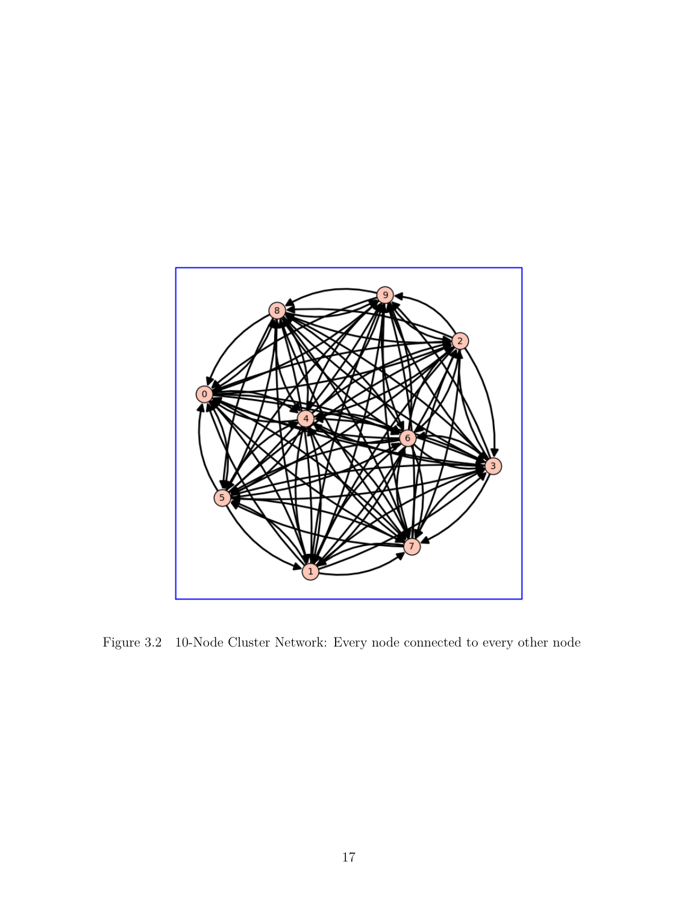Figure 3.2   10-Node Cluster Network: Every node connected to every other node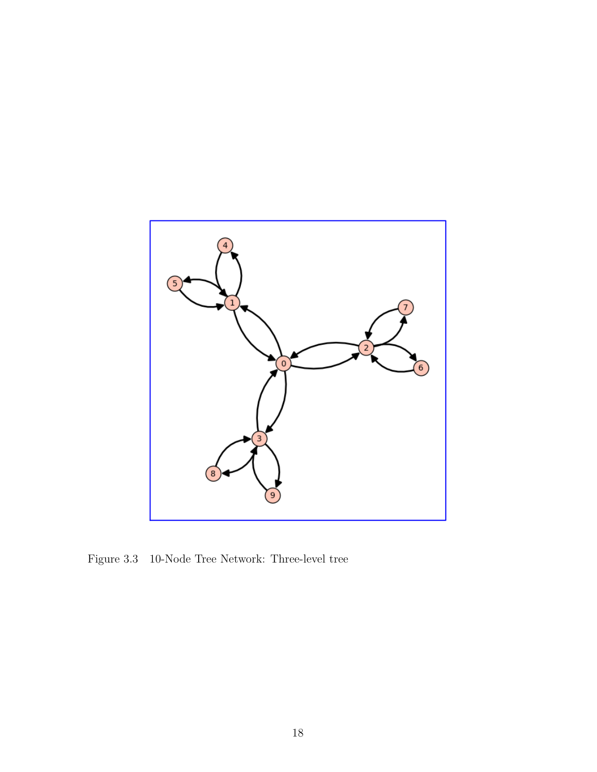Figure 3.3 10-Node Tree Network: Three-level tree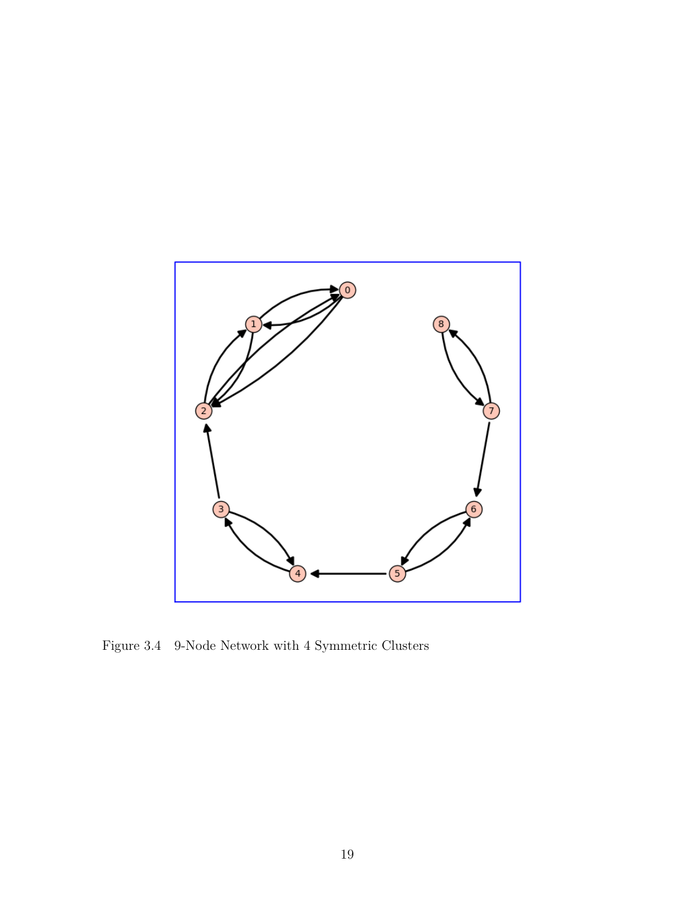Figure 3.4 9-Node Network with 4 Symmetric Clusters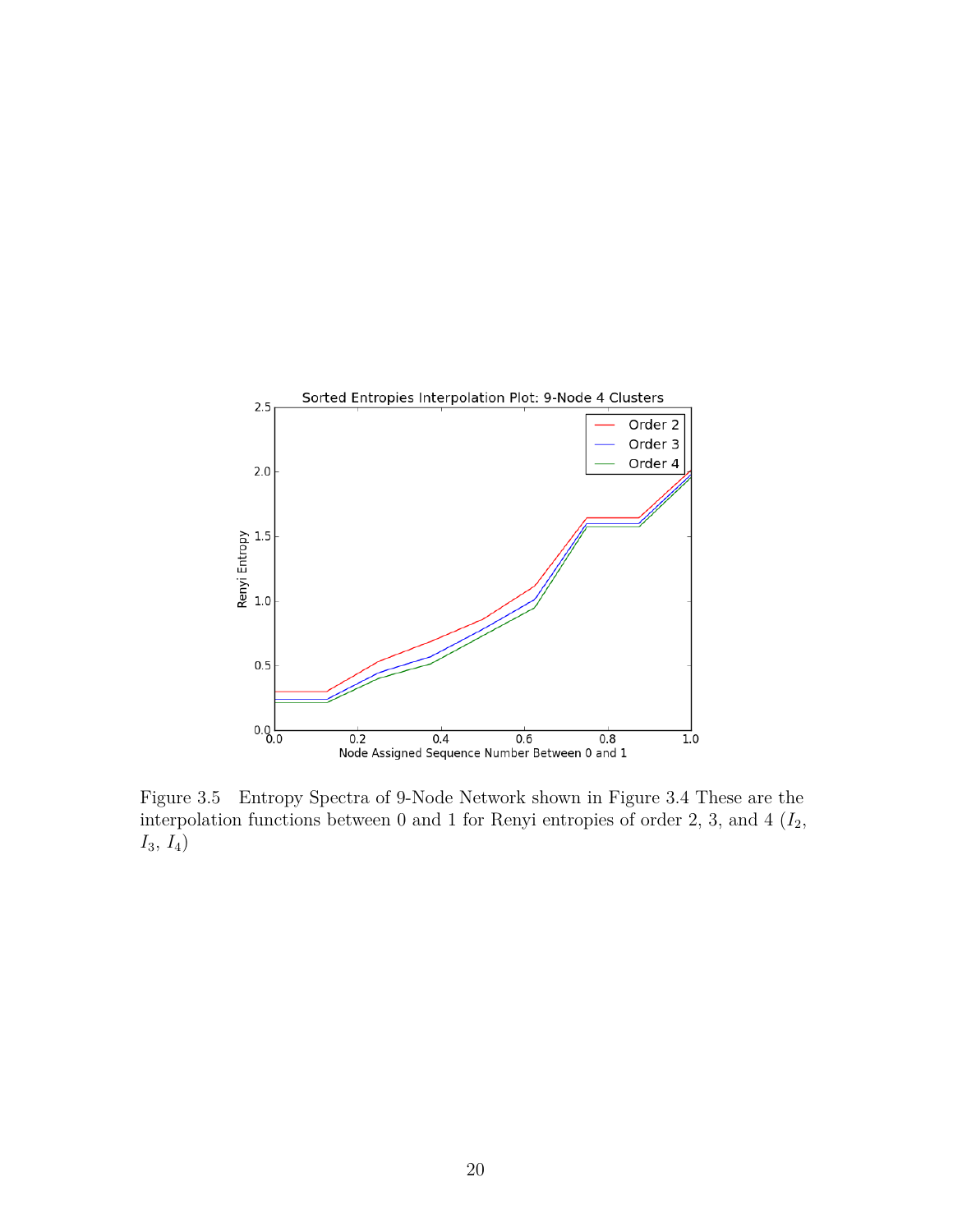Figure 3.5 Entropy Spectra of 9-Node Network shown in Figure 3.4 These are the interpolation functions between 0 and 1 for Renyi entropies of order 2, 3, and 4 ($I_2$, $I_3$, $I_4$)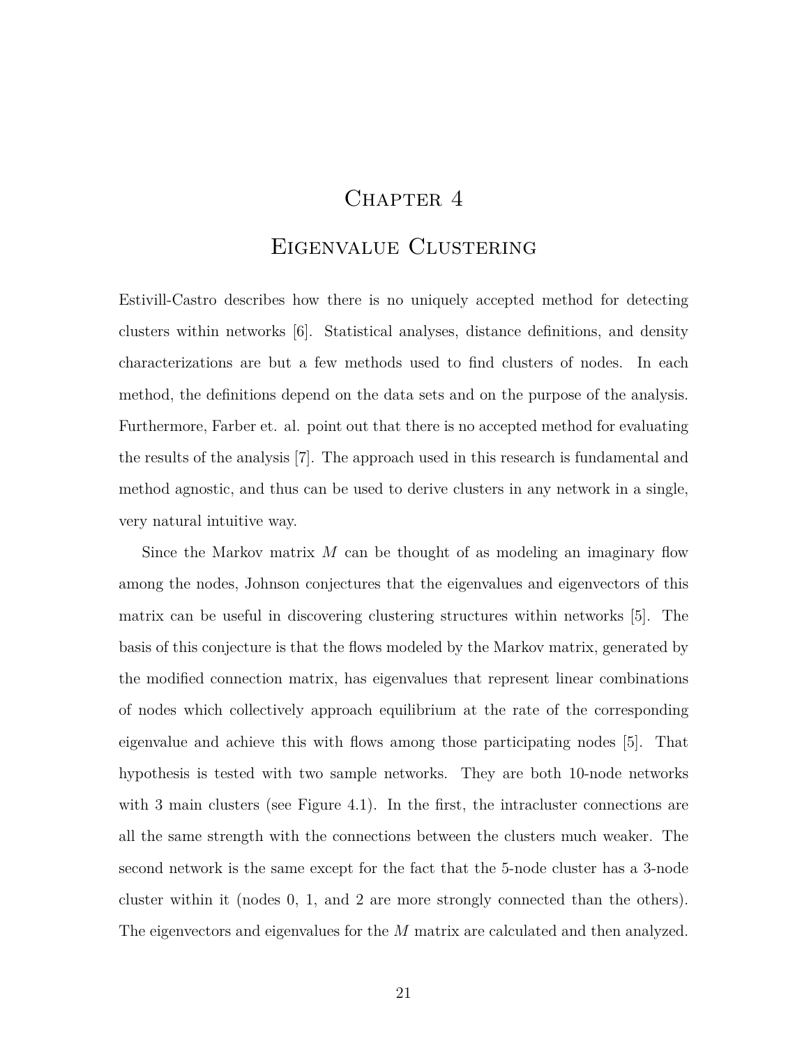# Chapter 4

# Eigenvalue Clustering

Estivill-Castro describes how there is no uniquely accepted method for detecting clusters within networks [6]. Statistical analyses, distance definitions, and density characterizations are but a few methods used to find clusters of nodes. In each method, the definitions depend on the data sets and on the purpose of the analysis. Furthermore, Farber et. al. point out that there is no accepted method for evaluating the results of the analysis [7]. The approach used in this research is fundamental and method agnostic, and thus can be used to derive clusters in any network in a single, very natural intuitive way.

Since the Markov matrix $M$ can be thought of as modeling an imaginary flow among the nodes, Johnson conjectures that the eigenvalues and eigenvectors of this matrix can be useful in discovering clustering structures within networks [5]. The basis of this conjecture is that the flows modeled by the Markov matrix, generated by the modified connection matrix, has eigenvalues that represent linear combinations of nodes which collectively approach equilibrium at the rate of the corresponding eigenvalue and achieve this with flows among those participating nodes [5]. That hypothesis is tested with two sample networks. They are both 10-node networks with 3 main clusters (see Figure 4.1). In the first, the intracluster connections are all the same strength with the connections between the clusters much weaker. The second network is the same except for the fact that the 5-node cluster has a 3-node cluster within it (nodes 0, 1, and 2 are more strongly connected than the others). The eigenvectors and eigenvalues for the $M$ matrix are calculated and then analyzed.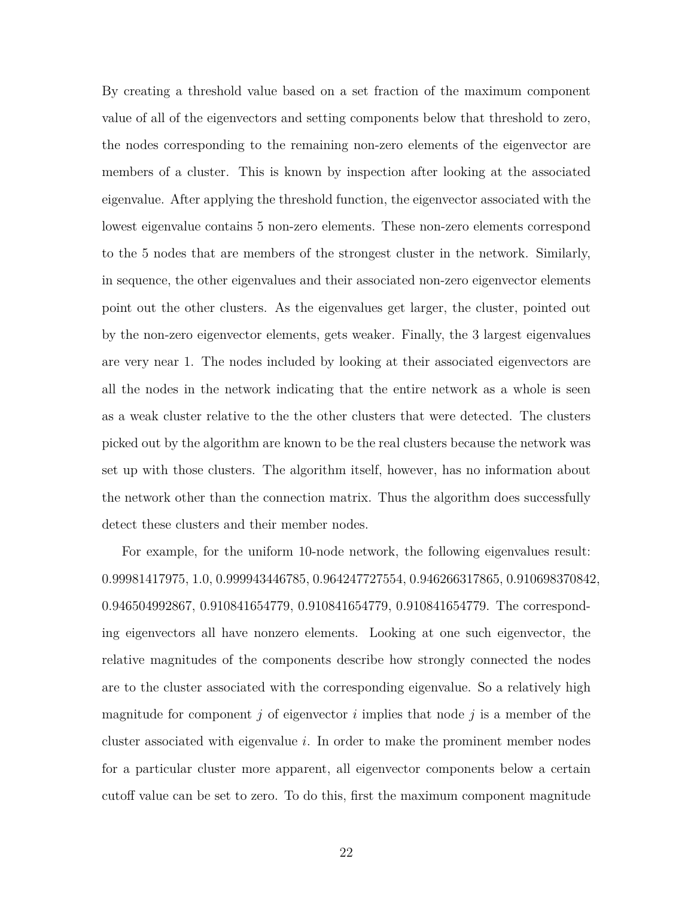By creating a threshold value based on a set fraction of the maximum component value of all of the eigenvectors and setting components below that threshold to zero, the nodes corresponding to the remaining non-zero elements of the eigenvector are members of a cluster. This is known by inspection after looking at the associated eigenvalue. After applying the threshold function, the eigenvector associated with the lowest eigenvalue contains 5 non-zero elements. These non-zero elements correspond to the 5 nodes that are members of the strongest cluster in the network. Similarly, in sequence, the other eigenvalues and their associated non-zero eigenvector elements point out the other clusters. As the eigenvalues get larger, the cluster, pointed out by the non-zero eigenvector elements, gets weaker. Finally, the 3 largest eigenvalues are very near 1. The nodes included by looking at their associated eigenvectors are all the nodes in the network indicating that the entire network as a whole is seen as a weak cluster relative to the the other clusters that were detected. The clusters picked out by the algorithm are known to be the real clusters because the network was set up with those clusters. The algorithm itself, however, has no information about the network other than the connection matrix. Thus the algorithm does successfully detect these clusters and their member nodes.

For example, for the uniform 10-node network, the following eigenvalues result: 0.99981417975, 1.0, 0.999943446785, 0.964247727554, 0.946266317865, 0.910698370842, 0.946504992867, 0.910841654779, 0.910841654779, 0.910841654779. The corresponding eigenvectors all have nonzero elements. Looking at one such eigenvector, the relative magnitudes of the components describe how strongly connected the nodes are to the cluster associated with the corresponding eigenvalue. So a relatively high magnitude for component $j$ of eigenvector $i$ implies that node $j$ is a member of the cluster associated with eigenvalue $i$. In order to make the prominent member nodes for a particular cluster more apparent, all eigenvector components below a certain cutoff value can be set to zero. To do this, first the maximum component magnitude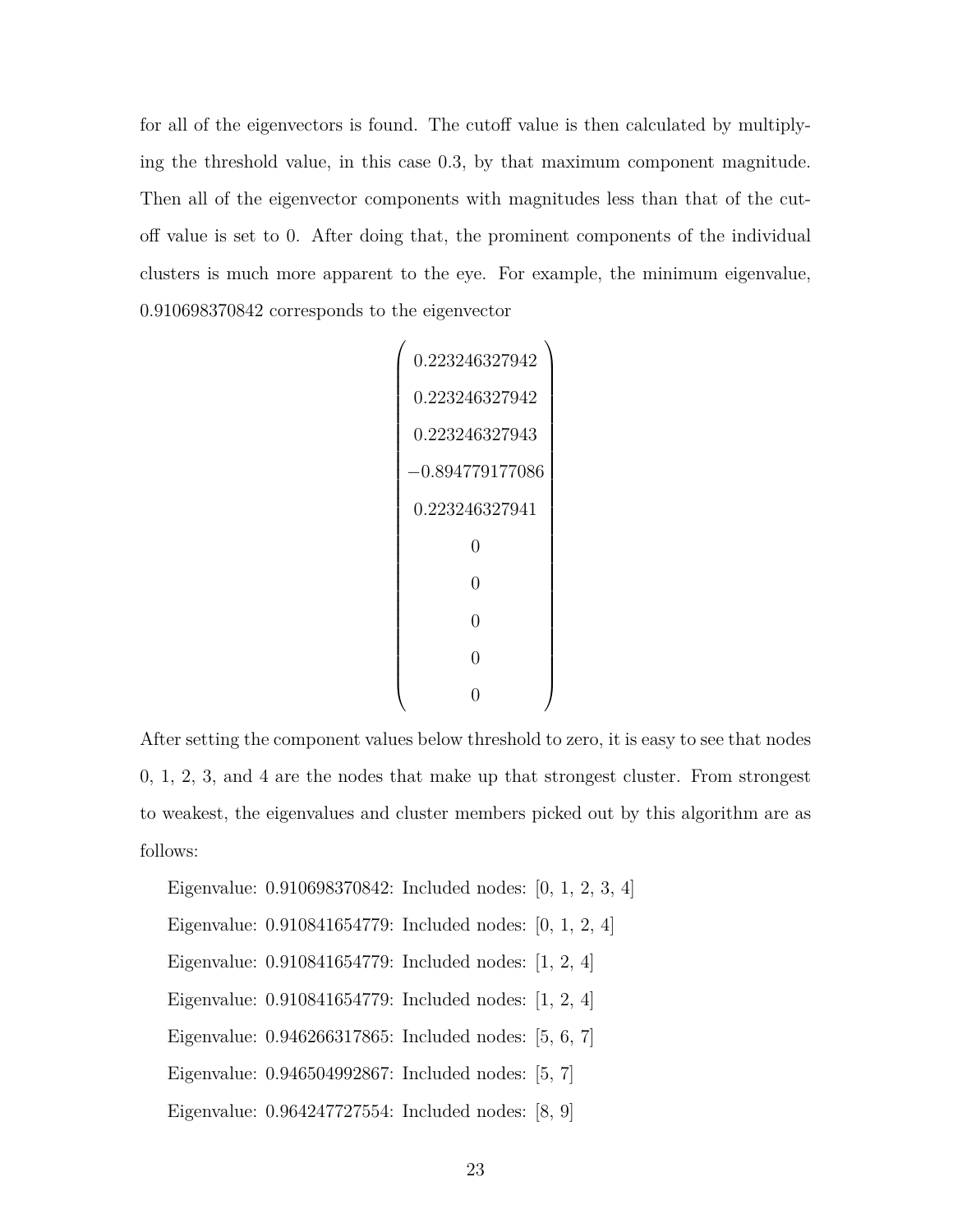for all of the eigenvectors is found. The cutoff value is then calculated by multiplying the threshold value, in this case 0.3, by that maximum component magnitude. Then all of the eigenvector components with magnitudes less than that of the cutoff value is set to 0. After doing that, the prominent components of the individual clusters is much more apparent to the eye. For example, the minimum eigenvalue, 0.910698370842 corresponds to the eigenvector

$$
\begin{pmatrix}
0.223246327942 \\
0.223246327942 \\
0.223246327943 \\
-0.894779177086 \\
0.223246327941 \\
0 \\
0 \\
0 \\
0 \\
0
\end{pmatrix}
$$

After setting the component values below threshold to zero, it is easy to see that nodes 0, 1, 2, 3, and 4 are the nodes that make up that strongest cluster. From strongest to weakest, the eigenvalues and cluster members picked out by this algorithm are as follows:

Eigenvalue: 0.910698370842: Included nodes: [0, 1, 2, 3, 4]

Eigenvalue: 0.910841654779: Included nodes: [0, 1, 2, 4]

Eigenvalue: 0.910841654779: Included nodes: [1, 2, 4]

Eigenvalue: 0.910841654779: Included nodes: [1, 2, 4]

Eigenvalue: 0.946266317865: Included nodes: [5, 6, 7]

Eigenvalue: 0.946504992867: Included nodes: [5, 7]

Eigenvalue: 0.964247727554: Included nodes: [8, 9]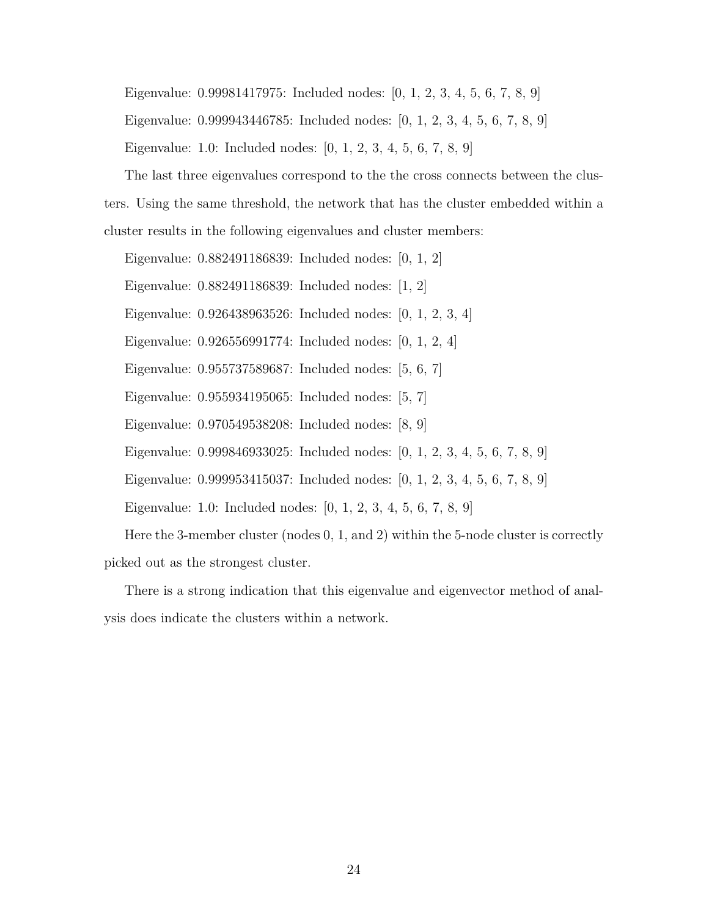Eigenvalue: 0.99981417975: Included nodes: [0, 1, 2, 3, 4, 5, 6, 7, 8, 9]

Eigenvalue: 0.999943446785: Included nodes: [0, 1, 2, 3, 4, 5, 6, 7, 8, 9]

Eigenvalue: 1.0: Included nodes: [0, 1, 2, 3, 4, 5, 6, 7, 8, 9]

The last three eigenvalues correspond to the the cross connects between the clusters. Using the same threshold, the network that has the cluster embedded within a cluster results in the following eigenvalues and cluster members:

Eigenvalue: 0.882491186839: Included nodes: [0, 1, 2]

Eigenvalue: 0.882491186839: Included nodes: [1, 2]

Eigenvalue: 0.926438963526: Included nodes: [0, 1, 2, 3, 4]

Eigenvalue: 0.926556991774: Included nodes: [0, 1, 2, 4]

Eigenvalue: 0.955737589687: Included nodes: [5, 6, 7]

Eigenvalue: 0.955934195065: Included nodes: [5, 7]

Eigenvalue: 0.970549538208: Included nodes: [8, 9]

Eigenvalue: 0.999846933025: Included nodes: [0, 1, 2, 3, 4, 5, 6, 7, 8, 9]

Eigenvalue: 0.999953415037: Included nodes: [0, 1, 2, 3, 4, 5, 6, 7, 8, 9]

Eigenvalue: 1.0: Included nodes: [0, 1, 2, 3, 4, 5, 6, 7, 8, 9]

Here the 3-member cluster (nodes 0, 1, and 2) within the 5-node cluster is correctly picked out as the strongest cluster.

There is a strong indication that this eigenvalue and eigenvector method of analysis does indicate the clusters within a network.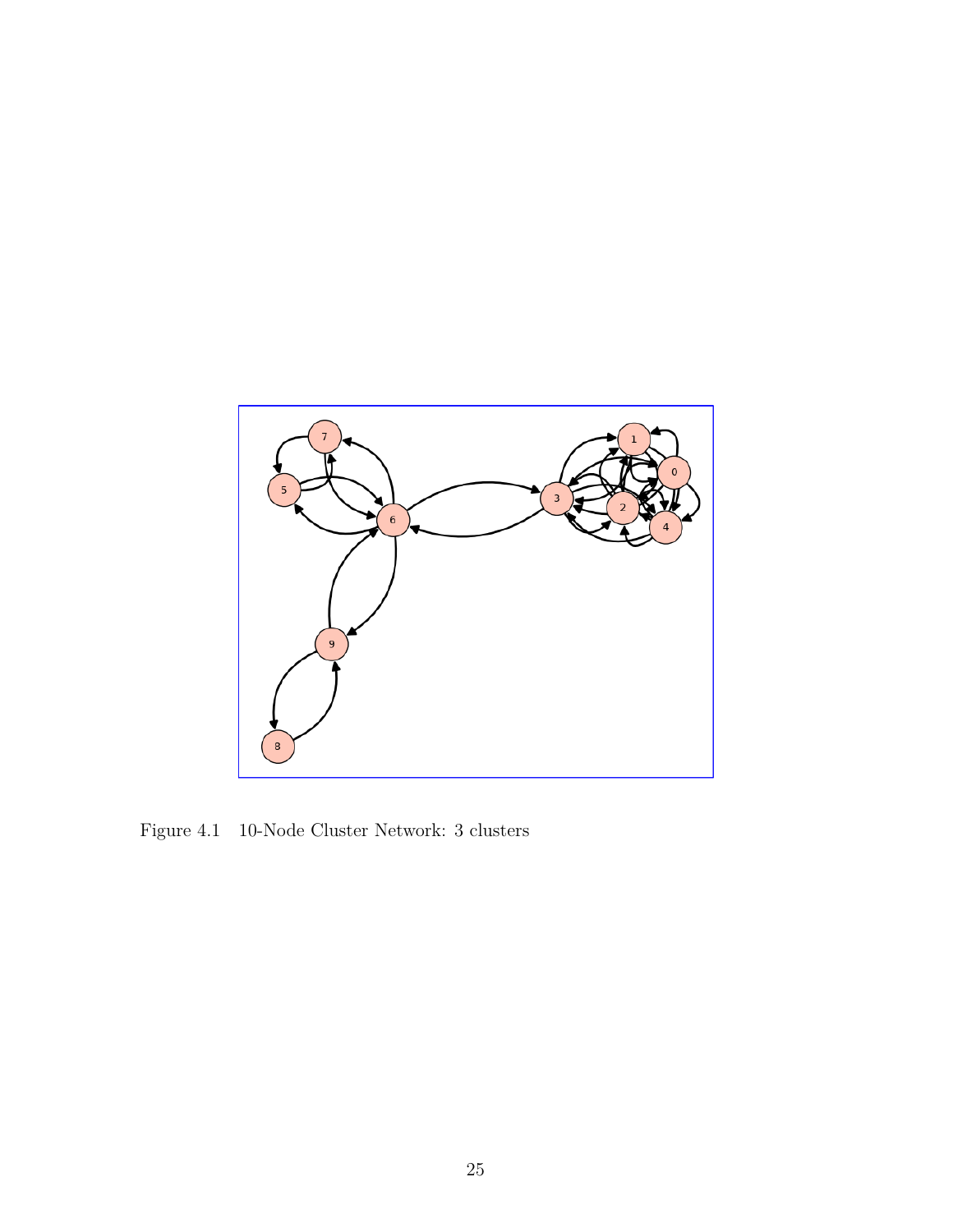Figure 4.1 10-Node Cluster Network: 3 clusters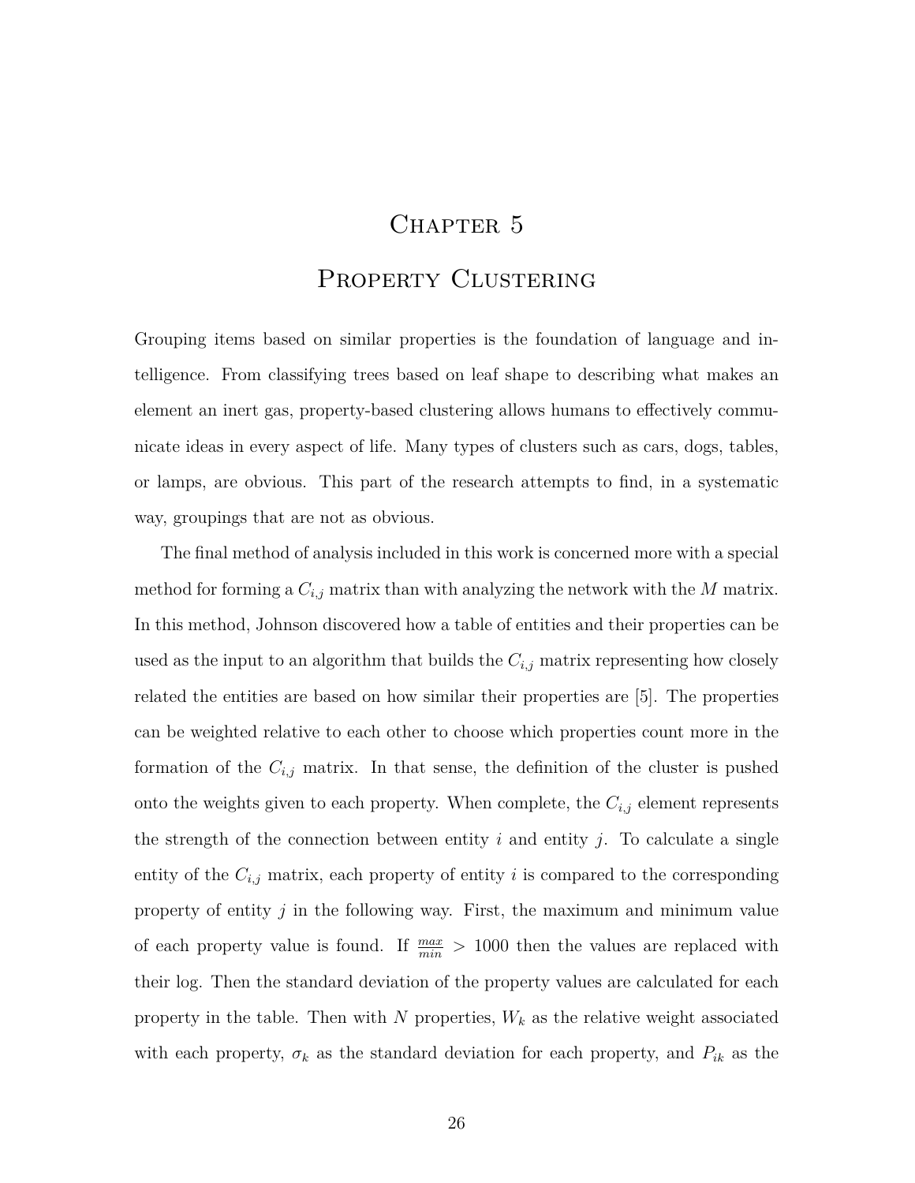# Chapter 5

# Property Clustering

Grouping items based on similar properties is the foundation of language and intelligence. From classifying trees based on leaf shape to describing what makes an element an inert gas, property-based clustering allows humans to effectively communicate ideas in every aspect of life. Many types of clusters such as cars, dogs, tables, or lamps, are obvious. This part of the research attempts to find, in a systematic way, groupings that are not as obvious.

The final method of analysis included in this work is concerned more with a special method for forming a $C_{i,j}$ matrix than with analyzing the network with the $M$ matrix. In this method, Johnson discovered how a table of entities and their properties can be used as the input to an algorithm that builds the $C_{i,j}$ matrix representing how closely related the entities are based on how similar their properties are [5]. The properties can be weighted relative to each other to choose which properties count more in the formation of the $C_{i,j}$ matrix. In that sense, the definition of the cluster is pushed onto the weights given to each property. When complete, the $C_{i,j}$ element represents the strength of the connection between entity $i$ and entity $j$. To calculate a single entity of the $C_{i,j}$ matrix, each property of entity $i$ is compared to the corresponding property of entity $j$ in the following way. First, the maximum and minimum value of each property value is found. If $\frac{max}{min} > 1000$ then the values are replaced with their log. Then the standard deviation of the property values are calculated for each property in the table. Then with $N$ properties, $W_k$ as the relative weight associated with each property, $\sigma_k$ as the standard deviation for each property, and $P_{ik}$ as the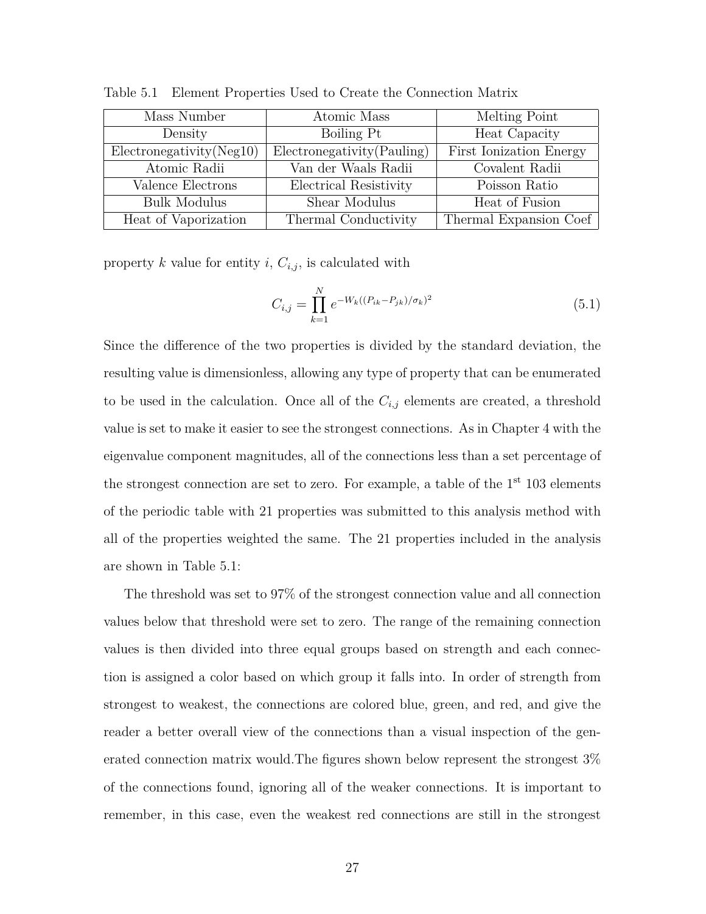Table 5.1 Element Properties Used to Create the Connection Matrix

| Mass Number | Atomic Mass | Melting Point |
|---|---|---|
| Density | Boiling Pt | Heat Capacity |
| Electronegativity(Neg10) | Electronegativity(Pauling) | First Ionization Energy |
| Atomic Radii | Van der Waals Radii | Covalent Radii |
| Valence Electrons | Electrical Resistivity | Poisson Ratio |
| Bulk Modulus | Shear Modulus | Heat of Fusion |
| Heat of Vaporization | Thermal Conductivity | Thermal Expansion Coef |

property $k$ value for entity $i$, $C_{i,j}$, is calculated with

$$C_{i,j} = \prod_{k=1}^{N} e^{-W_k((P_{ik}-P_{jk})/\sigma_k)^2} \tag{5.1}$$

Since the difference of the two properties is divided by the standard deviation, the resulting value is dimensionless, allowing any type of property that can be enumerated to be used in the calculation. Once all of the $C_{i,j}$ elements are created, a threshold value is set to make it easier to see the strongest connections. As in Chapter 4 with the eigenvalue component magnitudes, all of the connections less than a set percentage of the strongest connection are set to zero. For example, a table of the 1$^{st}$ 103 elements of the periodic table with 21 properties was submitted to this analysis method with all of the properties weighted the same. The 21 properties included in the analysis are shown in Table 5.1:

The threshold was set to 97% of the strongest connection value and all connection values below that threshold were set to zero. The range of the remaining connection values is then divided into three equal groups based on strength and each connection is assigned a color based on which group it falls into. In order of strength from strongest to weakest, the connections are colored blue, green, and red, and give the reader a better overall view of the connections than a visual inspection of the generated connection matrix would.The figures shown below represent the strongest 3% of the connections found, ignoring all of the weaker connections. It is important to remember, in this case, even the weakest red connections are still in the strongest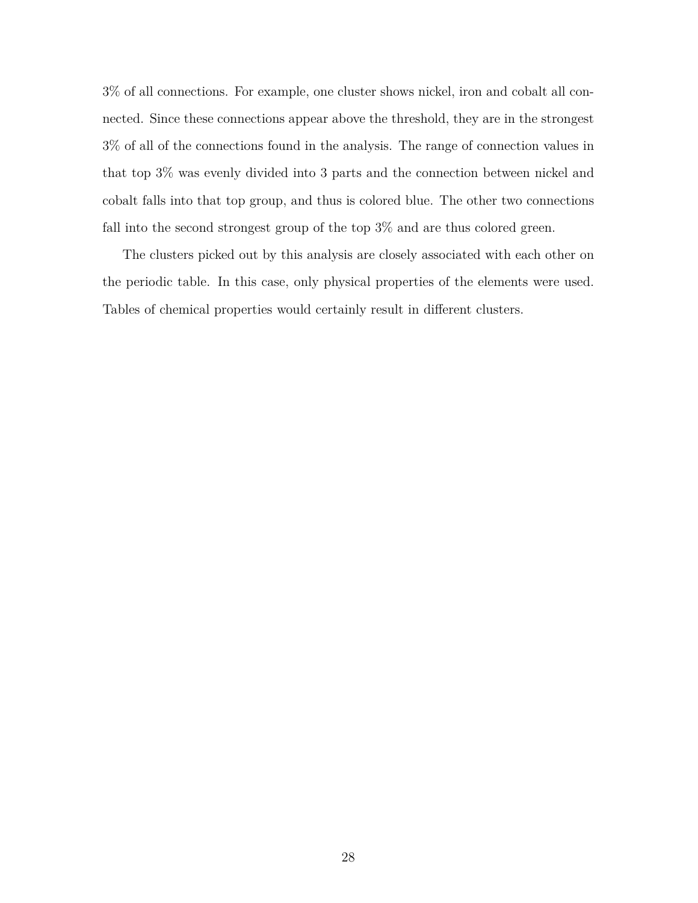3% of all connections. For example, one cluster shows nickel, iron and cobalt all connected. Since these connections appear above the threshold, they are in the strongest 3% of all of the connections found in the analysis. The range of connection values in that top 3% was evenly divided into 3 parts and the connection between nickel and cobalt falls into that top group, and thus is colored blue. The other two connections fall into the second strongest group of the top 3% and are thus colored green.

The clusters picked out by this analysis are closely associated with each other on the periodic table. In this case, only physical properties of the elements were used. Tables of chemical properties would certainly result in different clusters.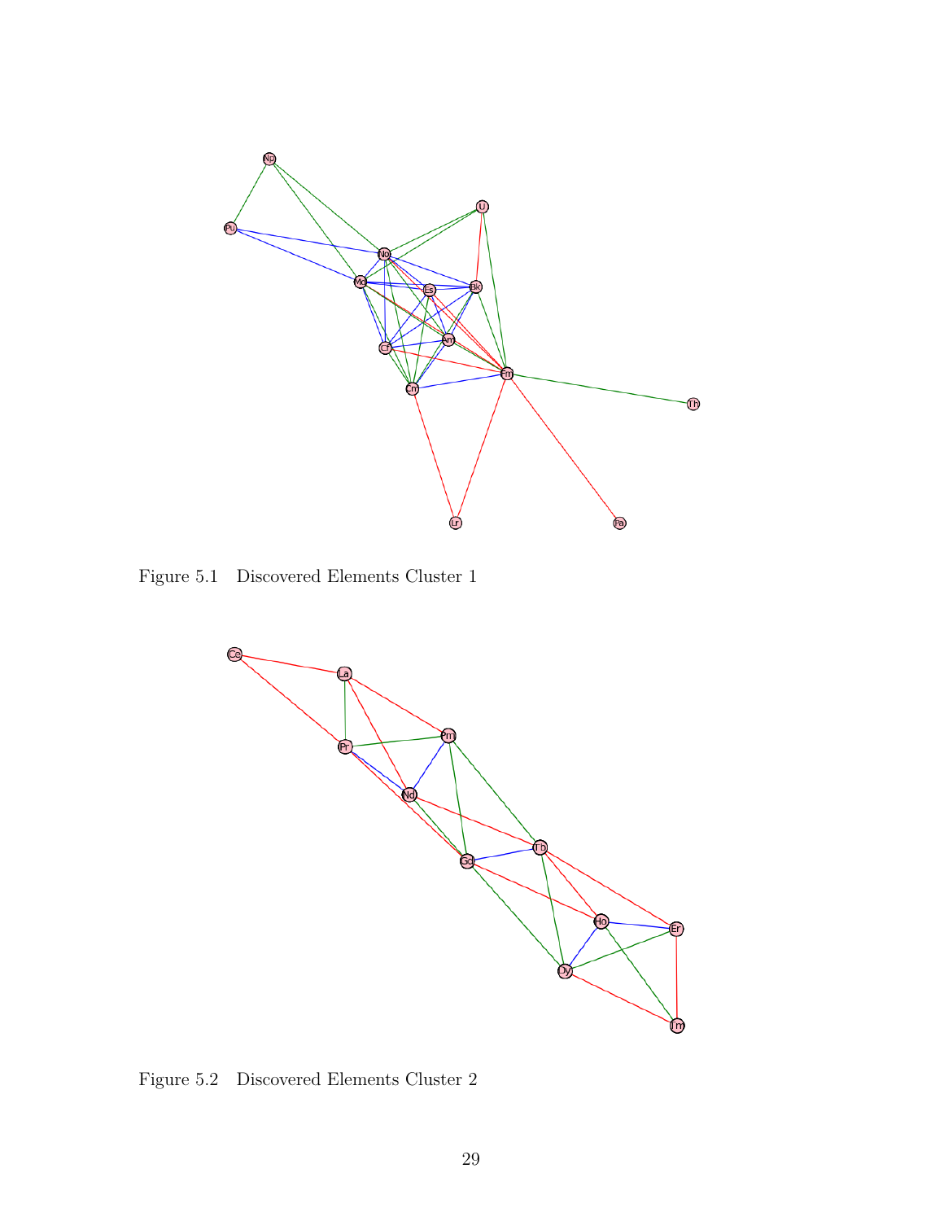Figure 5.1 Discovered Elements Cluster 1

Figure 5.2 Discovered Elements Cluster 2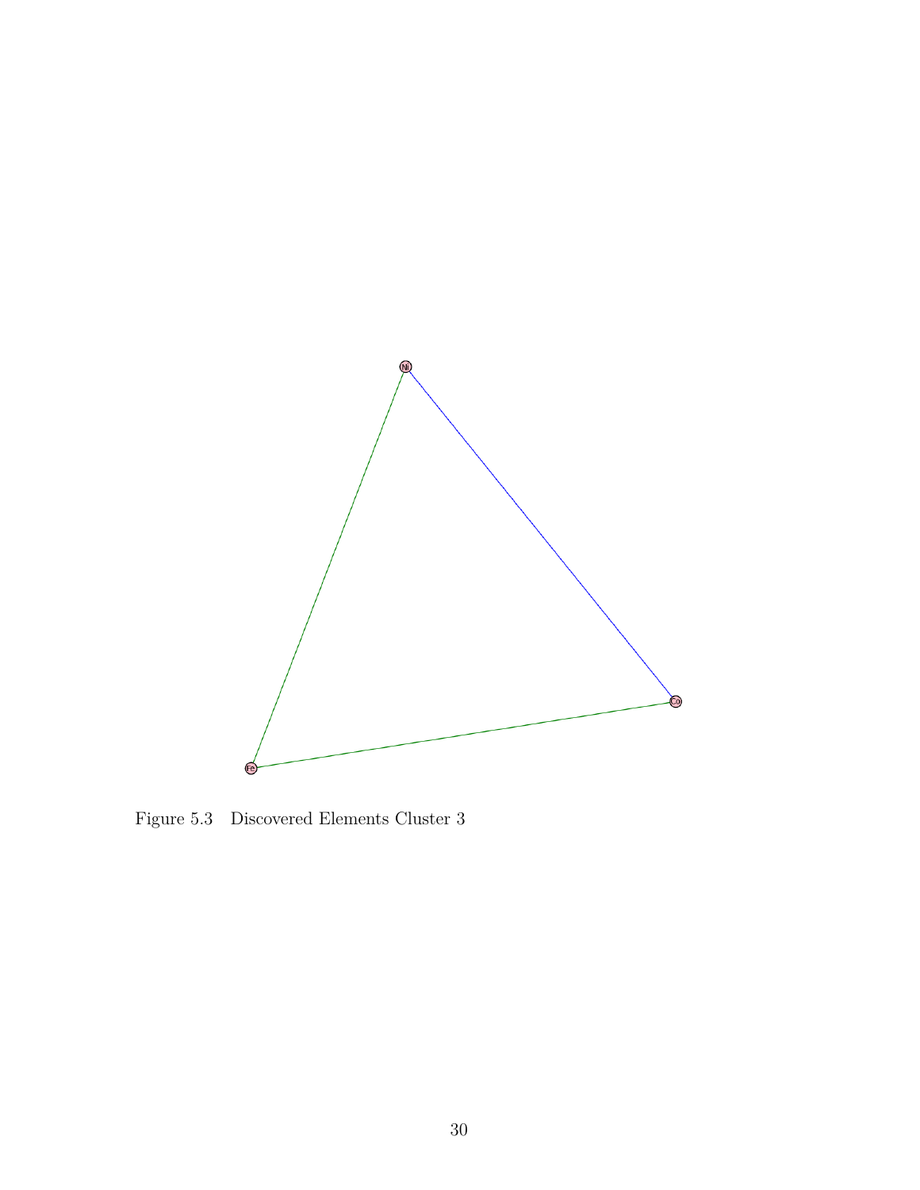Figure 5.3 Discovered Elements Cluster 3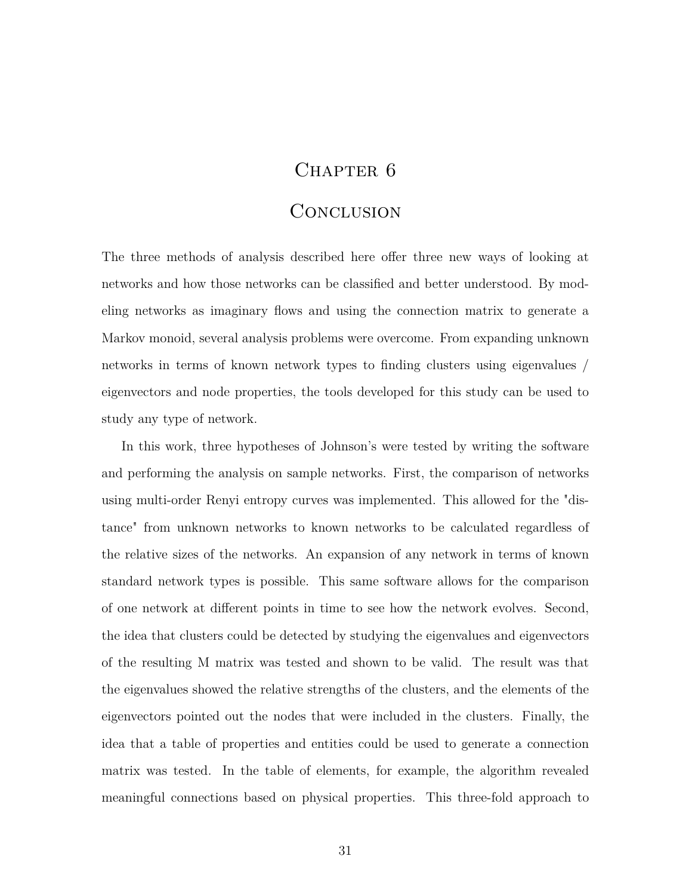# Chapter 6

# Conclusion

The three methods of analysis described here offer three new ways of looking at networks and how those networks can be classified and better understood. By modeling networks as imaginary flows and using the connection matrix to generate a Markov monoid, several analysis problems were overcome. From expanding unknown networks in terms of known network types to finding clusters using eigenvalues / eigenvectors and node properties, the tools developed for this study can be used to study any type of network.

In this work, three hypotheses of Johnson's were tested by writing the software and performing the analysis on sample networks. First, the comparison of networks using multi-order Renyi entropy curves was implemented. This allowed for the "distance" from unknown networks to known networks to be calculated regardless of the relative sizes of the networks. An expansion of any network in terms of known standard network types is possible. This same software allows for the comparison of one network at different points in time to see how the network evolves. Second, the idea that clusters could be detected by studying the eigenvalues and eigenvectors of the resulting M matrix was tested and shown to be valid. The result was that the eigenvalues showed the relative strengths of the clusters, and the elements of the eigenvectors pointed out the nodes that were included in the clusters. Finally, the idea that a table of properties and entities could be used to generate a connection matrix was tested. In the table of elements, for example, the algorithm revealed meaningful connections based on physical properties. This three-fold approach to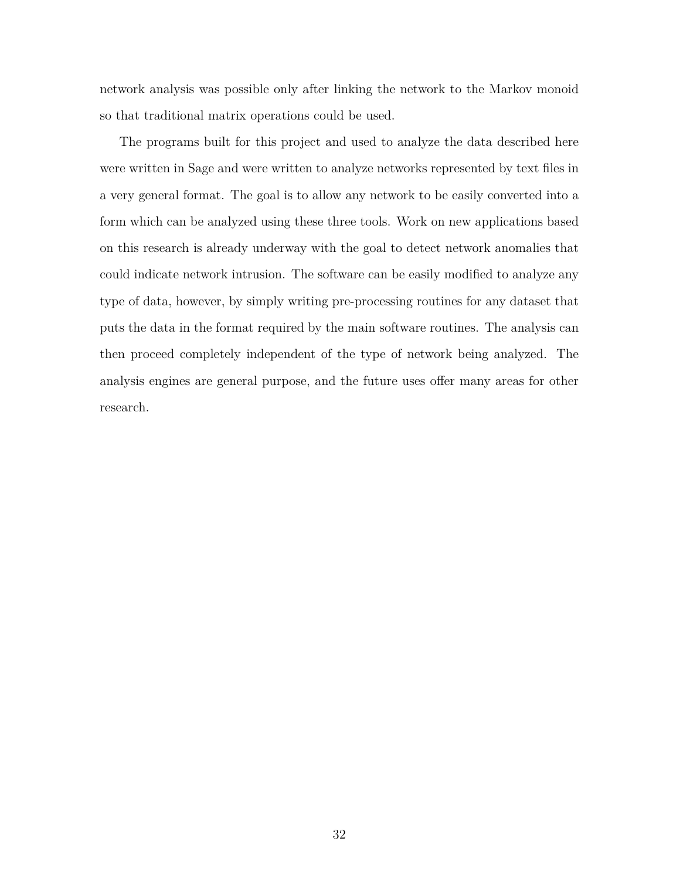network analysis was possible only after linking the network to the Markov monoid so that traditional matrix operations could be used.

The programs built for this project and used to analyze the data described here were written in Sage and were written to analyze networks represented by text files in a very general format. The goal is to allow any network to be easily converted into a form which can be analyzed using these three tools. Work on new applications based on this research is already underway with the goal to detect network anomalies that could indicate network intrusion. The software can be easily modified to analyze any type of data, however, by simply writing pre-processing routines for any dataset that puts the data in the format required by the main software routines. The analysis can then proceed completely independent of the type of network being analyzed. The analysis engines are general purpose, and the future uses offer many areas for other research.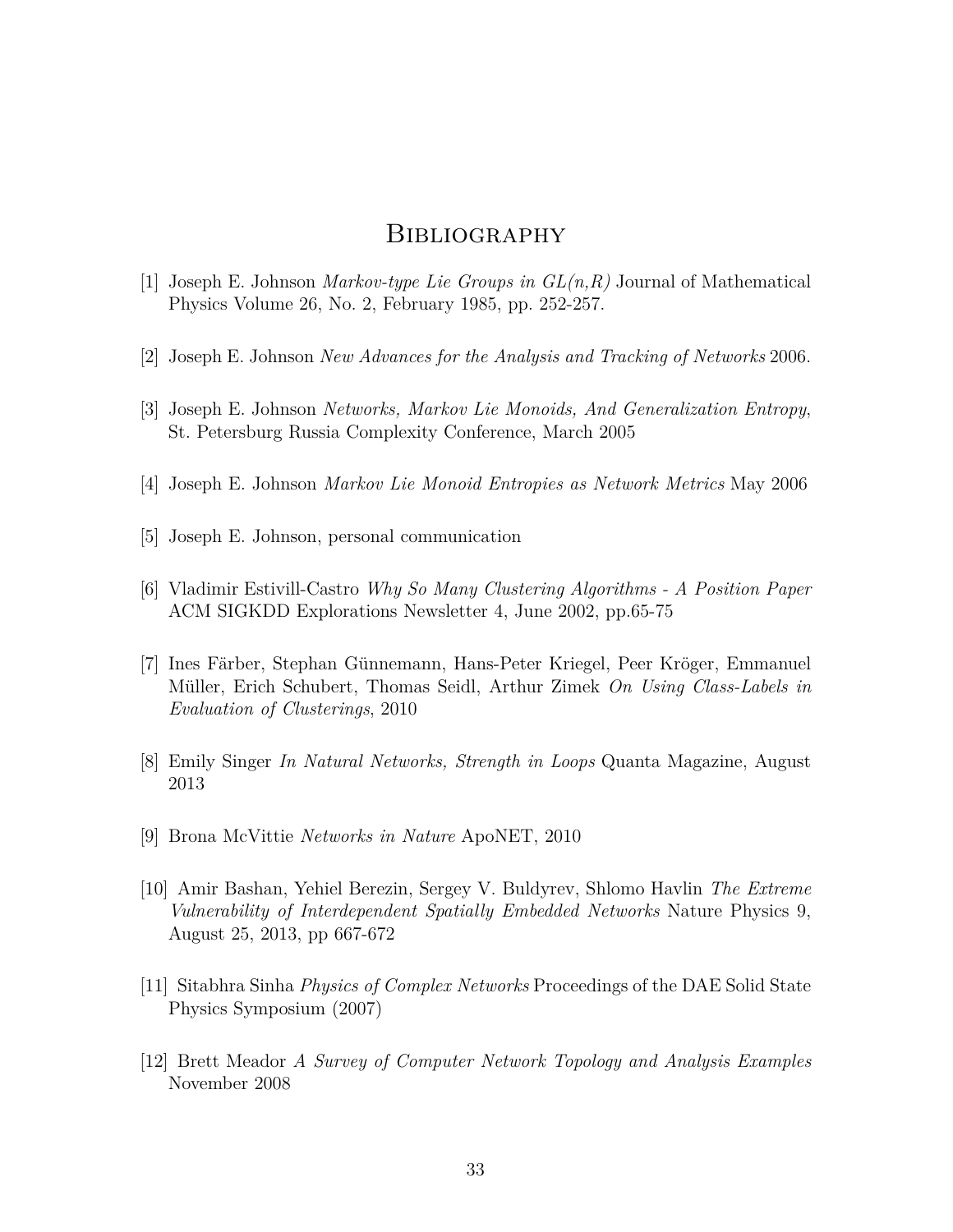# Bibliography

[1] Joseph E. Johnson *Markov-type Lie Groups in GL(n,R)* Journal of Mathematical Physics Volume 26, No. 2, February 1985, pp. 252-257.

[2] Joseph E. Johnson *New Advances for the Analysis and Tracking of Networks* 2006.

[3] Joseph E. Johnson *Networks, Markov Lie Monoids, And Generalization Entropy*, St. Petersburg Russia Complexity Conference, March 2005

[4] Joseph E. Johnson *Markov Lie Monoid Entropies as Network Metrics* May 2006

[5] Joseph E. Johnson, personal communication

[6] Vladimir Estivill-Castro *Why So Many Clustering Algorithms - A Position Paper* ACM SIGKDD Explorations Newsletter 4, June 2002, pp.65-75

[7] Ines Färber, Stephan Günnemann, Hans-Peter Kriegel, Peer Kröger, Emmanuel Müller, Erich Schubert, Thomas Seidl, Arthur Zimek *On Using Class-Labels in Evaluation of Clusterings*, 2010

[8] Emily Singer *In Natural Networks, Strength in Loops* Quanta Magazine, August 2013

[9] Brona McVittie *Networks in Nature* ApoNET, 2010

[10] Amir Bashan, Yehiel Berezin, Sergey V. Buldyrev, Shlomo Havlin *The Extreme Vulnerability of Interdependent Spatially Embedded Networks* Nature Physics 9, August 25, 2013, pp 667-672

[11] Sitabhra Sinha *Physics of Complex Networks* Proceedings of the DAE Solid State Physics Symposium (2007)

[12] Brett Meador *A Survey of Computer Network Topology and Analysis Examples* November 2008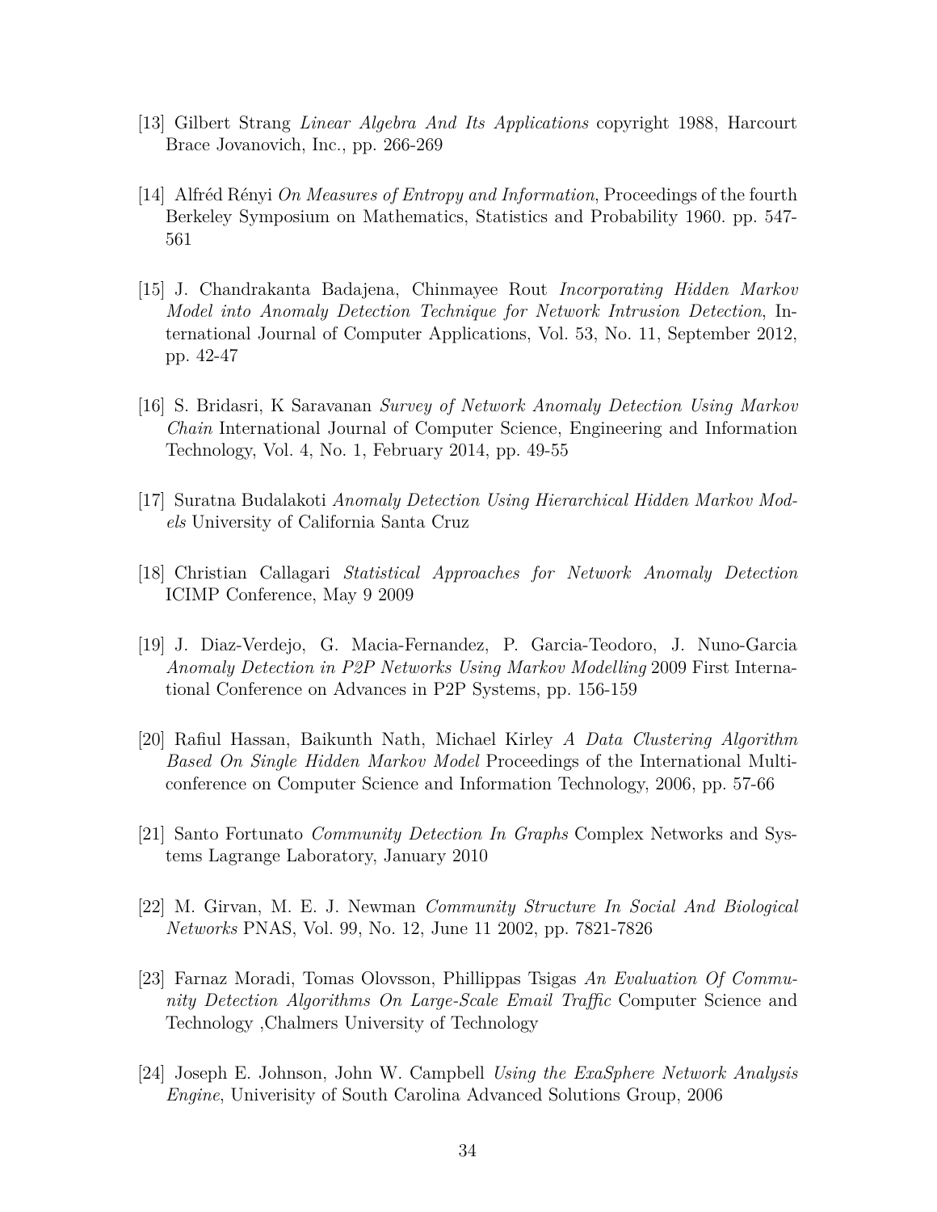[13] Gilbert Strang *Linear Algebra And Its Applications* copyright 1988, Harcourt Brace Jovanovich, Inc., pp. 266-269

[14] Alfréd Rényi *On Measures of Entropy and Information*, Proceedings of the fourth Berkeley Symposium on Mathematics, Statistics and Probability 1960. pp. 547-561

[15] J. Chandrakanta Badajena, Chinmayee Rout *Incorporating Hidden Markov Model into Anomaly Detection Technique for Network Intrusion Detection*, International Journal of Computer Applications, Vol. 53, No. 11, September 2012, pp. 42-47

[16] S. Bridasri, K Saravanan *Survey of Network Anomaly Detection Using Markov Chain* International Journal of Computer Science, Engineering and Information Technology, Vol. 4, No. 1, February 2014, pp. 49-55

[17] Suratna Budalakoti *Anomaly Detection Using Hierarchical Hidden Markov Models* University of California Santa Cruz

[18] Christian Callagari *Statistical Approaches for Network Anomaly Detection* ICIMP Conference, May 9 2009

[19] J. Diaz-Verdejo, G. Macia-Fernandez, P. Garcia-Teodoro, J. Nuno-Garcia *Anomaly Detection in P2P Networks Using Markov Modelling* 2009 First International Conference on Advances in P2P Systems, pp. 156-159

[20] Rafiul Hassan, Baikunth Nath, Michael Kirley *A Data Clustering Algorithm Based On Single Hidden Markov Model* Proceedings of the International Multiconference on Computer Science and Information Technology, 2006, pp. 57-66

[21] Santo Fortunato *Community Detection In Graphs* Complex Networks and Systems Lagrange Laboratory, January 2010

[22] M. Girvan, M. E. J. Newman *Community Structure In Social And Biological Networks* PNAS, Vol. 99, No. 12, June 11 2002, pp. 7821-7826

[23] Farnaz Moradi, Tomas Olovsson, Phillippas Tsigas *An Evaluation Of Community Detection Algorithms On Large-Scale Email Traffic* Computer Science and Technology ,Chalmers University of Technology

[24] Joseph E. Johnson, John W. Campbell *Using the ExaSphere Network Analysis Engine*, Univerisity of South Carolina Advanced Solutions Group, 2006